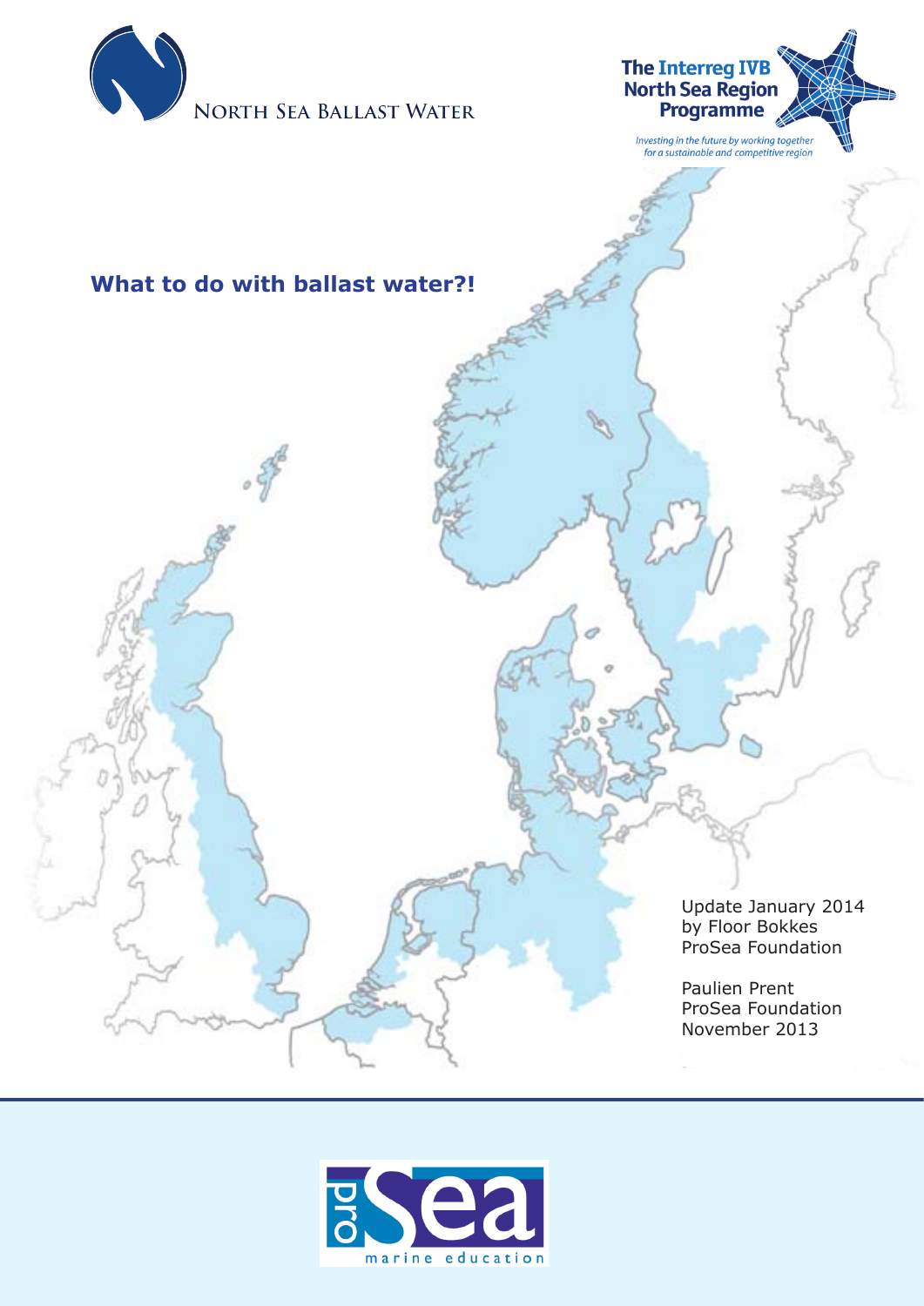North Sea Ballast Water

The Interreg IVB North Sea Region Programme

*Investing in the future by working together for a sustainable and competitive region*

# What to do with ballast water?!

Update January 2014
by Floor Bokkes
ProSea Foundation

Paulien Prent
ProSea Foundation
November 2013

proSea marine education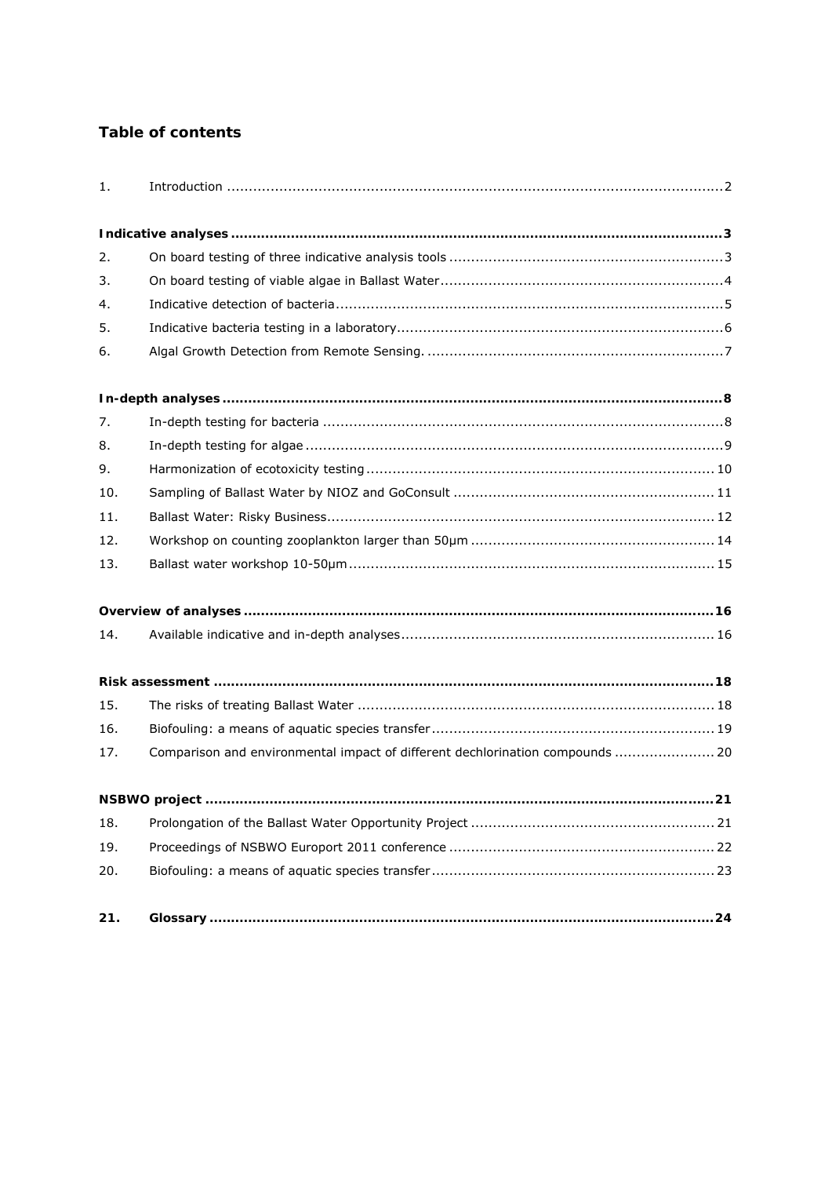## Table of contents

1. Introduction .......... 2

**Indicative analyses .......... 3**

2. On board testing of three indicative analysis tools .......... 3
3. On board testing of viable algae in Ballast Water .......... 4
4. Indicative detection of bacteria .......... 5
5. Indicative bacteria testing in a laboratory .......... 6
6. Algal Growth Detection from Remote Sensing. .......... 7

**In-depth analyses .......... 8**

7. In-depth testing for bacteria .......... 8
8. In-depth testing for algae .......... 9
9. Harmonization of ecotoxicity testing .......... 10
10. Sampling of Ballast Water by NIOZ and GoConsult .......... 11
11. Ballast Water: Risky Business .......... 12
12. Workshop on counting zooplankton larger than 50µm .......... 14
13. Ballast water workshop 10-50µm .......... 15

**Overview of analyses .......... 16**

14. Available indicative and in-depth analyses .......... 16

**Risk assessment .......... 18**

15. The risks of treating Ballast Water .......... 18
16. Biofouling: a means of aquatic species transfer .......... 19
17. Comparison and environmental impact of different dechlorination compounds .......... 20

**NSBWO project .......... 21**

18. Prolongation of the Ballast Water Opportunity Project .......... 21
19. Proceedings of NSBWO Europort 2011 conference .......... 22
20. Biofouling: a means of aquatic species transfer .......... 23

**21. Glossary .......... 24**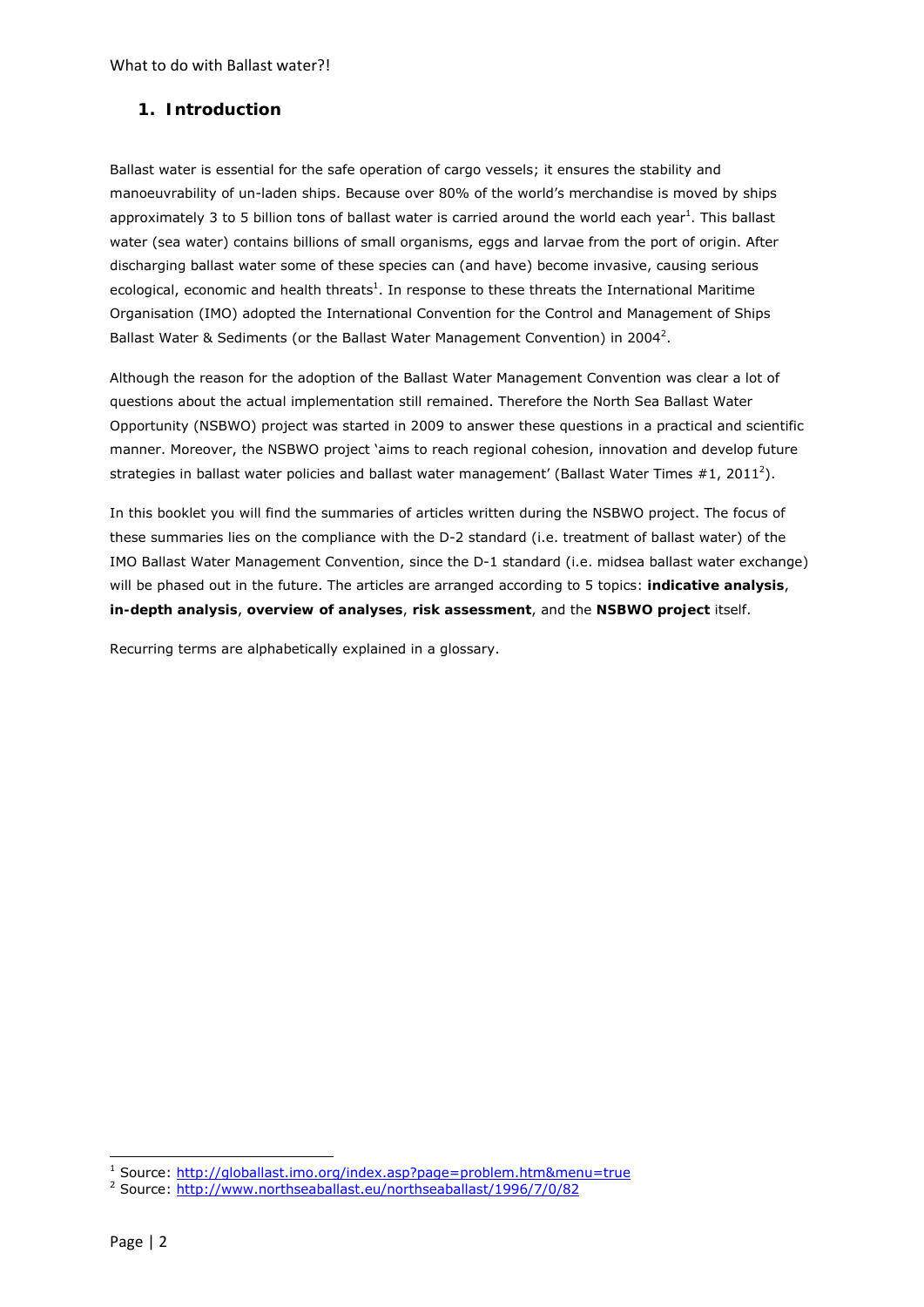## 1. Introduction

Ballast water is essential for the safe operation of cargo vessels; it ensures the stability and manoeuvrability of un-laden ships. Because over 80% of the world's merchandise is moved by ships approximately 3 to 5 billion tons of ballast water is carried around the world each year[1]. This ballast water (sea water) contains billions of small organisms, eggs and larvae from the port of origin. After discharging ballast water some of these species can (and have) become invasive, causing serious ecological, economic and health threats[1]. In response to these threats the International Maritime Organisation (IMO) adopted the International Convention for the Control and Management of Ships Ballast Water & Sediments (or the Ballast Water Management Convention) in 2004[2].

Although the reason for the adoption of the Ballast Water Management Convention was clear a lot of questions about the actual implementation still remained. Therefore the North Sea Ballast Water Opportunity (NSBWO) project was started in 2009 to answer these questions in a practical and scientific manner. Moreover, the NSBWO project 'aims to reach regional cohesion, innovation and develop future strategies in ballast water policies and ballast water management' (Ballast Water Times #1, 2011[2]).

In this booklet you will find the summaries of articles written during the NSBWO project. The focus of these summaries lies on the compliance with the D-2 standard (i.e. treatment of ballast water) of the IMO Ballast Water Management Convention, since the D-1 standard (i.e. midsea ballast water exchange) will be phased out in the future. The articles are arranged according to 5 topics: **indicative analysis**, **in-depth analysis**, **overview of analyses**, **risk assessment**, and the **NSBWO project** itself.

Recurring terms are alphabetically explained in a glossary.

---

[1] Source: http://globallast.imo.org/index.asp?page=problem.htm&menu=true

[2] Source: http://www.northseaballast.eu/northseaballast/1996/7/0/82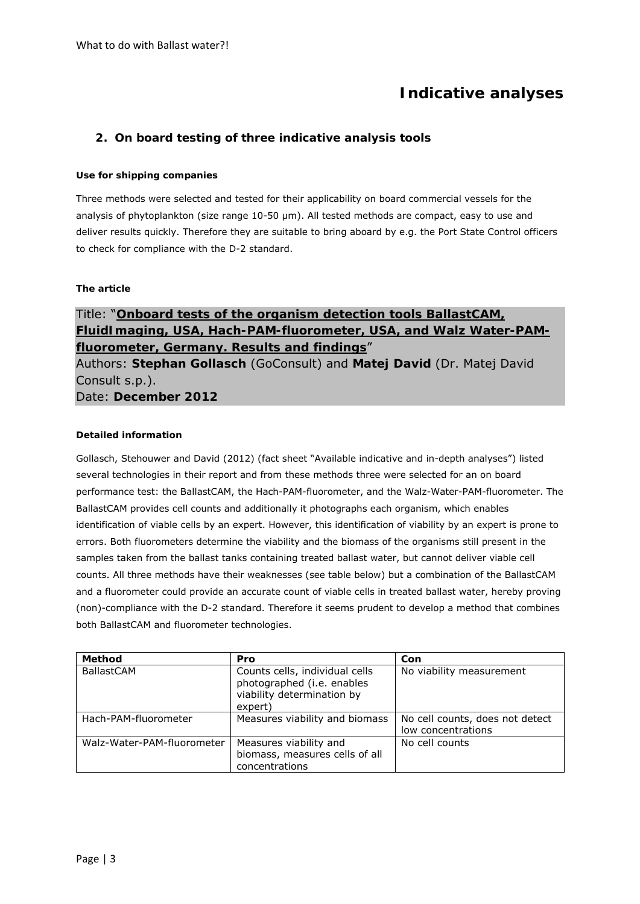# Indicative analyses

## 2. On board testing of three indicative analysis tools

#### Use for shipping companies

Three methods were selected and tested for their applicability on board commercial vessels for the analysis of phytoplankton (size range 10-50 µm). All tested methods are compact, easy to use and deliver results quickly. Therefore they are suitable to bring aboard by e.g. the Port State Control officers to check for compliance with the D-2 standard.

#### The article

Title: "**Onboard tests of the organism detection tools BallastCAM, FluidImaging, USA, Hach-PAM-fluorometer, USA, and Walz Water-PAM-fluorometer, Germany. Results and findings**"
Authors: **Stephan Gollasch** (GoConsult) and **Matej David** (Dr. Matej David Consult s.p.).
Date: **December 2012**

#### Detailed information

Gollasch, Stehouwer and David (2012) (fact sheet "Available indicative and in-depth analyses") listed several technologies in their report and from these methods three were selected for an on board performance test: the BallastCAM, the Hach-PAM-fluorometer, and the Walz-Water-PAM-fluorometer. The BallastCAM provides cell counts and additionally it photographs each organism, which enables identification of viable cells by an expert. However, this identification of viability by an expert is prone to errors. Both fluorometers determine the viability and the biomass of the organisms still present in the samples taken from the ballast tanks containing treated ballast water, but cannot deliver viable cell counts. All three methods have their weaknesses (see table below) but a combination of the BallastCAM and a fluorometer could provide an accurate count of viable cells in treated ballast water, hereby proving (non)-compliance with the D-2 standard. Therefore it seems prudent to develop a method that combines both BallastCAM and fluorometer technologies.

| Method | Pro | Con |
|---|---|---|
| BallastCAM | Counts cells, individual cells photographed (i.e. enables viability determination by expert) | No viability measurement |
| Hach-PAM-fluorometer | Measures viability and biomass | No cell counts, does not detect low concentrations |
| Walz-Water-PAM-fluorometer | Measures viability and biomass, measures cells of all concentrations | No cell counts |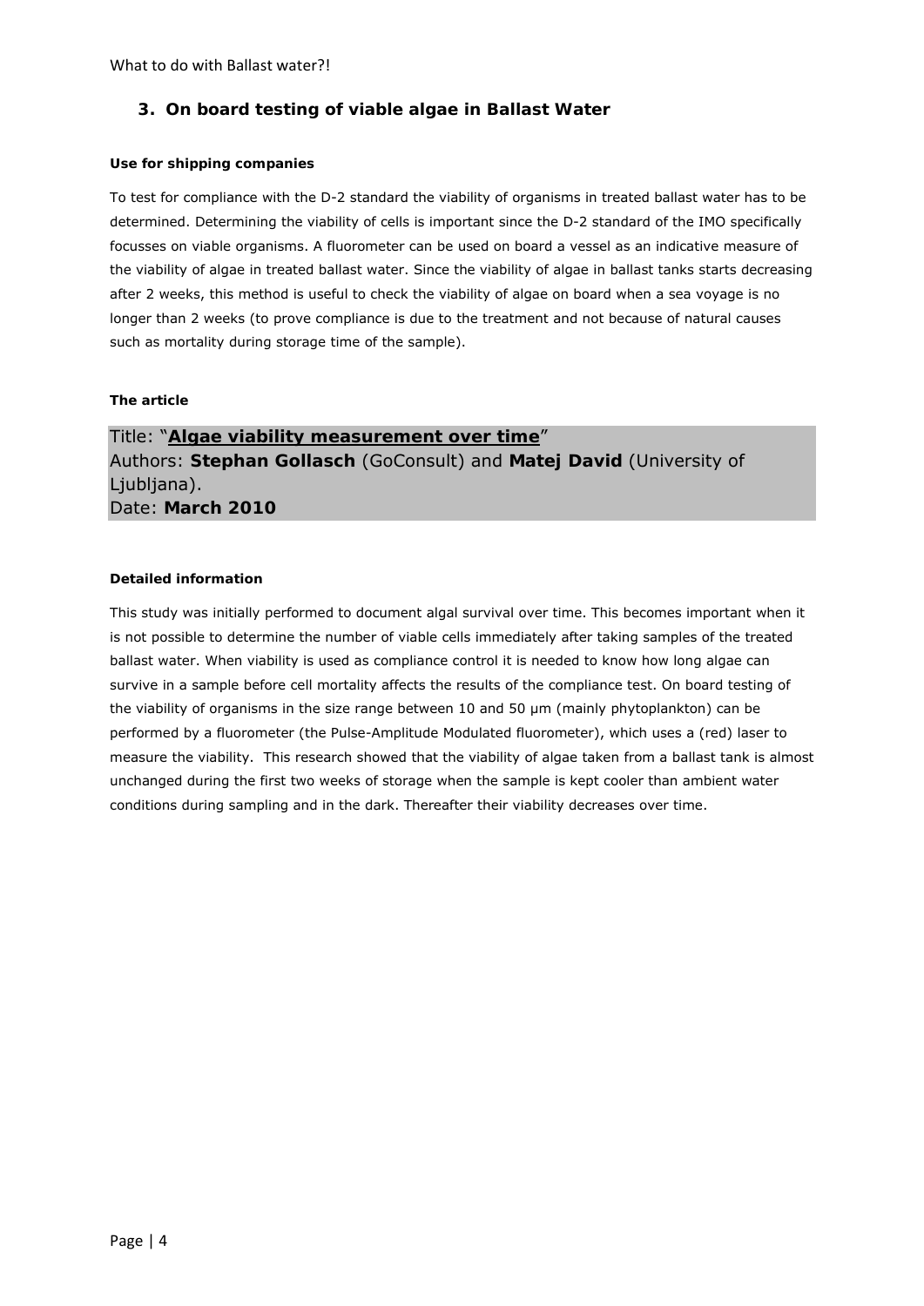## 3. On board testing of viable algae in Ballast Water

**Use for shipping companies**

To test for compliance with the D-2 standard the viability of organisms in treated ballast water has to be determined. Determining the viability of cells is important since the D-2 standard of the IMO specifically focusses on viable organisms. A fluorometer can be used on board a vessel as an indicative measure of the viability of algae in treated ballast water. Since the viability of algae in ballast tanks starts decreasing after 2 weeks, this method is useful to check the viability of algae on board when a sea voyage is no longer than 2 weeks (to prove compliance is due to the treatment and not because of natural causes such as mortality during storage time of the sample).

**The article**

Title: "**Algae viability measurement over time**"
Authors: **Stephan Gollasch** (GoConsult) and **Matej David** (University of Ljubljana).
Date: **March 2010**

**Detailed information**

This study was initially performed to document algal survival over time. This becomes important when it is not possible to determine the number of viable cells immediately after taking samples of the treated ballast water. When viability is used as compliance control it is needed to know how long algae can survive in a sample before cell mortality affects the results of the compliance test. On board testing of the viability of organisms in the size range between 10 and 50 µm (mainly phytoplankton) can be performed by a fluorometer (the Pulse-Amplitude Modulated fluorometer), which uses a (red) laser to measure the viability. This research showed that the viability of algae taken from a ballast tank is almost unchanged during the first two weeks of storage when the sample is kept cooler than ambient water conditions during sampling and in the dark. Thereafter their viability decreases over time.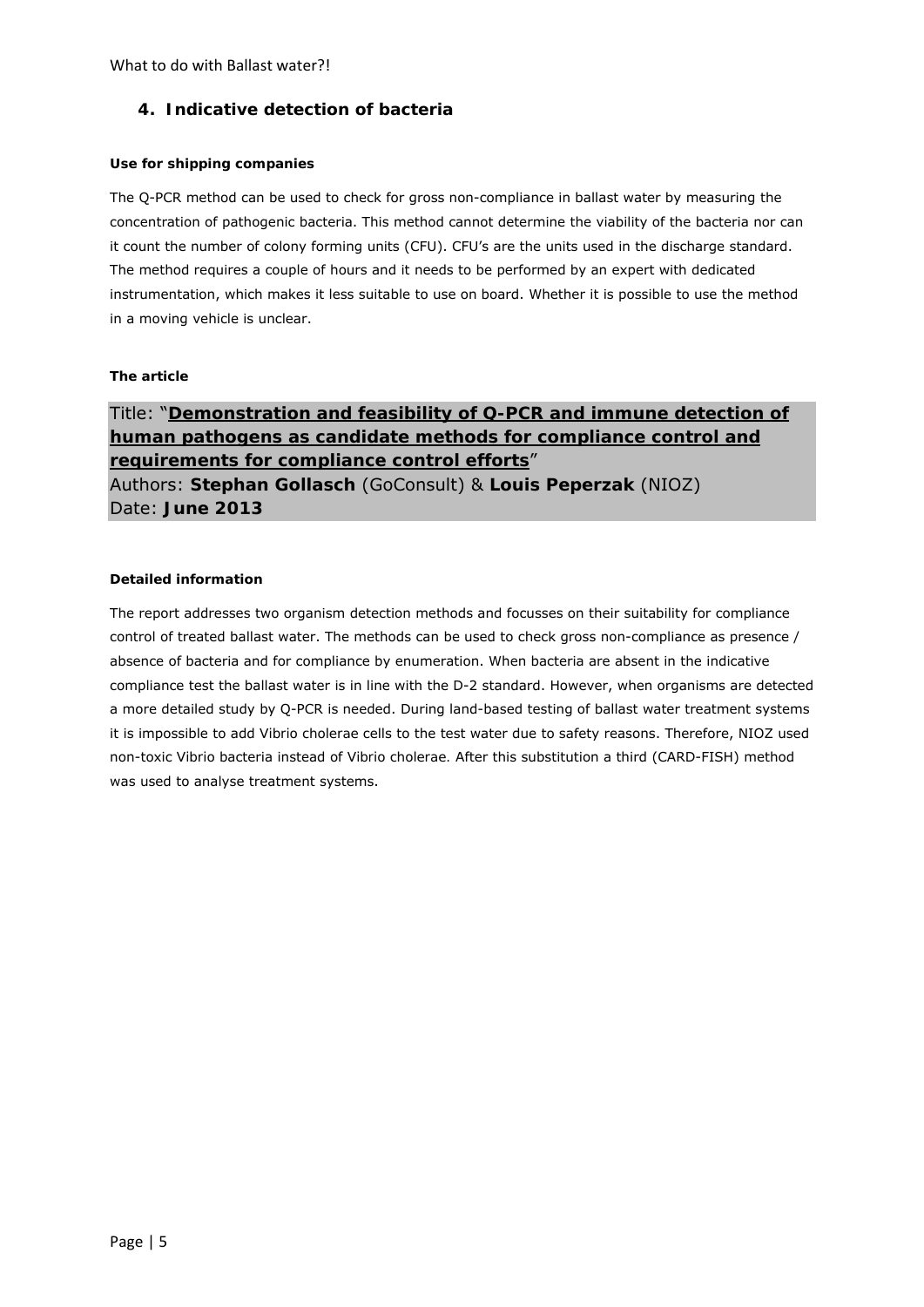## 4. Indicative detection of bacteria

#### Use for shipping companies

The Q-PCR method can be used to check for gross non-compliance in ballast water by measuring the concentration of pathogenic bacteria. This method cannot determine the viability of the bacteria nor can it count the number of colony forming units (CFU). CFU's are the units used in the discharge standard. The method requires a couple of hours and it needs to be performed by an expert with dedicated instrumentation, which makes it less suitable to use on board. Whether it is possible to use the method in a moving vehicle is unclear.

#### The article

Title: "**Demonstration and feasibility of Q-PCR and immune detection of human pathogens as candidate methods for compliance control and requirements for compliance control efforts**"
Authors: **Stephan Gollasch** (GoConsult) & **Louis Peperzak** (NIOZ)
Date: **June 2013**

#### Detailed information

The report addresses two organism detection methods and focusses on their suitability for compliance control of treated ballast water. The methods can be used to check gross non-compliance as presence / absence of bacteria and for compliance by enumeration. When bacteria are absent in the indicative compliance test the ballast water is in line with the D-2 standard. However, when organisms are detected a more detailed study by Q-PCR is needed. During land-based testing of ballast water treatment systems it is impossible to add Vibrio cholerae cells to the test water due to safety reasons. Therefore, NIOZ used non-toxic Vibrio bacteria instead of Vibrio cholerae. After this substitution a third (CARD-FISH) method was used to analyse treatment systems.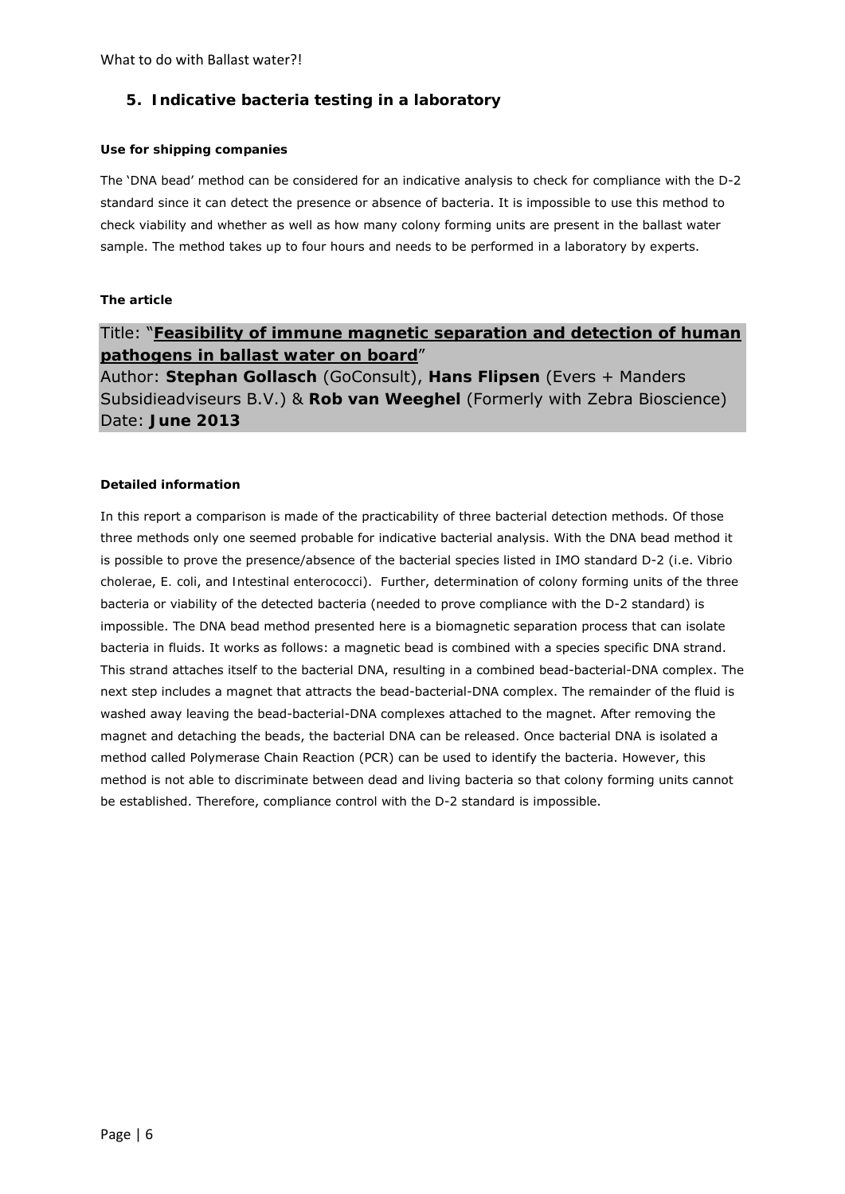## 5. Indicative bacteria testing in a laboratory

**Use for shipping companies**

The 'DNA bead' method can be considered for an indicative analysis to check for compliance with the D-2 standard since it can detect the presence or absence of bacteria. It is impossible to use this method to check viability and whether as well as how many colony forming units are present in the ballast water sample. The method takes up to four hours and needs to be performed in a laboratory by experts.

**The article**

Title: "**Feasibility of immune magnetic separation and detection of human pathogens in ballast water on board**"
Author: **Stephan Gollasch** (GoConsult), **Hans Flipsen** (Evers + Manders Subsidieadviseurs B.V.) & **Rob van Weeghel** (Formerly with Zebra Bioscience)
Date: **June 2013**

**Detailed information**

In this report a comparison is made of the practicability of three bacterial detection methods. Of those three methods only one seemed probable for indicative bacterial analysis. With the DNA bead method it is possible to prove the presence/absence of the bacterial species listed in IMO standard D-2 (i.e. Vibrio cholerae, *E.* coli, and Intestinal enterococci). Further, determination of colony forming units of the three bacteria or viability of the detected bacteria (needed to prove compliance with the D-2 standard) is impossible. The DNA bead method presented here is a biomagnetic separation process that can isolate bacteria in fluids. It works as follows: a magnetic bead is combined with a species specific DNA strand. This strand attaches itself to the bacterial DNA, resulting in a combined bead-bacterial-DNA complex. The next step includes a magnet that attracts the bead-bacterial-DNA complex. The remainder of the fluid is washed away leaving the bead-bacterial-DNA complexes attached to the magnet. After removing the magnet and detaching the beads, the bacterial DNA can be released. Once bacterial DNA is isolated a method called Polymerase Chain Reaction (PCR) can be used to identify the bacteria. However, this method is not able to discriminate between dead and living bacteria so that colony forming units cannot be established. Therefore, compliance control with the D-2 standard is impossible.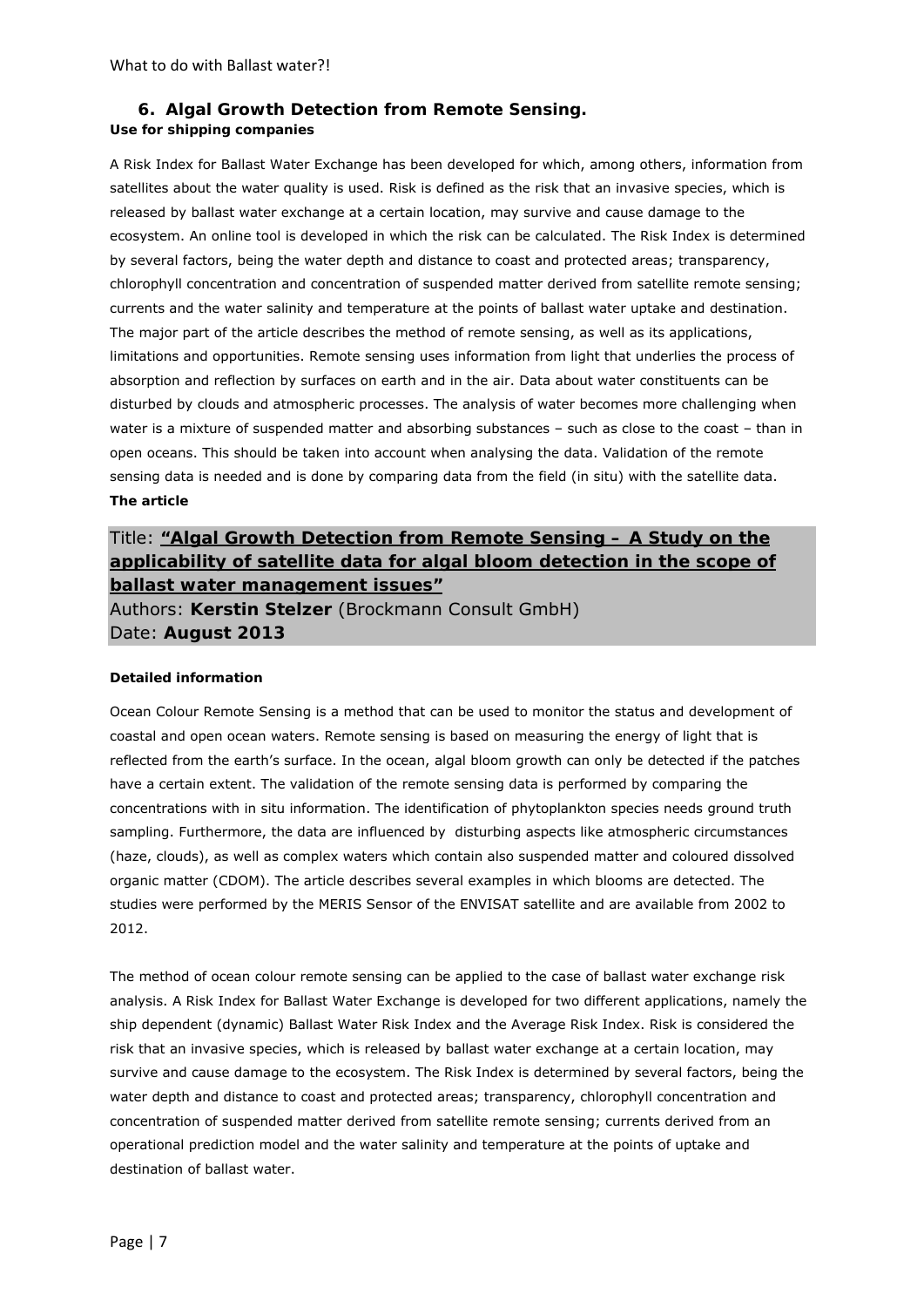## 6. Algal Growth Detection from Remote Sensing.

**Use for shipping companies**

A Risk Index for Ballast Water Exchange has been developed for which, among others, information from satellites about the water quality is used. Risk is defined as the risk that an invasive species, which is released by ballast water exchange at a certain location, may survive and cause damage to the ecosystem. An online tool is developed in which the risk can be calculated. The Risk Index is determined by several factors, being the water depth and distance to coast and protected areas; transparency, chlorophyll concentration and concentration of suspended matter derived from satellite remote sensing; currents and the water salinity and temperature at the points of ballast water uptake and destination. The major part of the article describes the method of remote sensing, as well as its applications, limitations and opportunities. Remote sensing uses information from light that underlies the process of absorption and reflection by surfaces on earth and in the air. Data about water constituents can be disturbed by clouds and atmospheric processes. The analysis of water becomes more challenging when water is a mixture of suspended matter and absorbing substances – such as close to the coast – than in open oceans. This should be taken into account when analysing the data. Validation of the remote sensing data is needed and is done by comparing data from the field (in situ) with the satellite data.

**The article**

Title: **"Algal Growth Detection from Remote Sensing – A Study on the applicability of satellite data for algal bloom detection in the scope of ballast water management issues"**
Authors: **Kerstin Stelzer** (Brockmann Consult GmbH)
Date: **August 2013**

**Detailed information**

Ocean Colour Remote Sensing is a method that can be used to monitor the status and development of coastal and open ocean waters. Remote sensing is based on measuring the energy of light that is reflected from the earth's surface. In the ocean, algal bloom growth can only be detected if the patches have a certain extent. The validation of the remote sensing data is performed by comparing the concentrations with in situ information. The identification of phytoplankton species needs ground truth sampling. Furthermore, the data are influenced by disturbing aspects like atmospheric circumstances (haze, clouds), as well as complex waters which contain also suspended matter and coloured dissolved organic matter (CDOM). The article describes several examples in which blooms are detected. The studies were performed by the MERIS Sensor of the ENVISAT satellite and are available from 2002 to 2012.

The method of ocean colour remote sensing can be applied to the case of ballast water exchange risk analysis. A Risk Index for Ballast Water Exchange is developed for two different applications, namely the ship dependent (dynamic) Ballast Water Risk Index and the Average Risk Index. Risk is considered the risk that an invasive species, which is released by ballast water exchange at a certain location, may survive and cause damage to the ecosystem. The Risk Index is determined by several factors, being the water depth and distance to coast and protected areas; transparency, chlorophyll concentration and concentration of suspended matter derived from satellite remote sensing; currents derived from an operational prediction model and the water salinity and temperature at the points of uptake and destination of ballast water.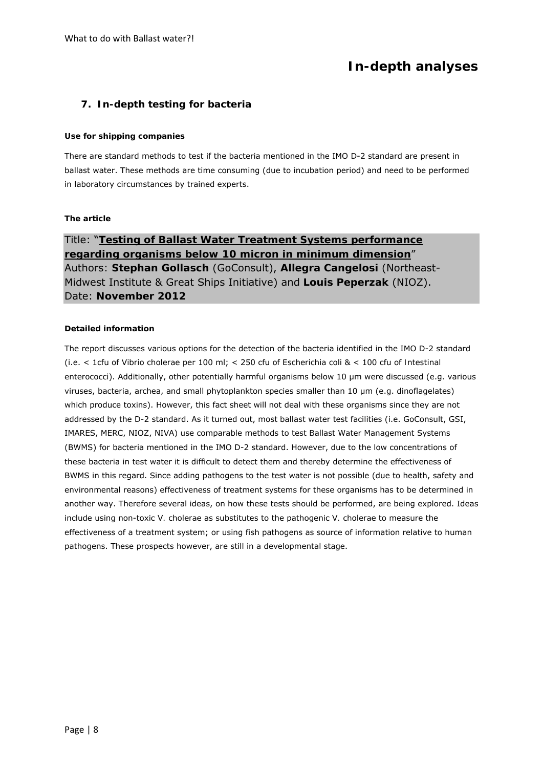# In-depth analyses

## 7. In-depth testing for bacteria

#### Use for shipping companies

There are standard methods to test if the bacteria mentioned in the IMO D-2 standard are present in ballast water. These methods are time consuming (due to incubation period) and need to be performed in laboratory circumstances by trained experts.

#### The article

Title: "**Testing of Ballast Water Treatment Systems performance regarding organisms below 10 micron in minimum dimension**"
Authors: **Stephan Gollasch** (GoConsult), **Allegra Cangelosi** (Northeast-Midwest Institute & Great Ships Initiative) and **Louis Peperzak** (NIOZ).
Date: **November 2012**

#### Detailed information

The report discusses various options for the detection of the bacteria identified in the IMO D-2 standard (i.e. < 1cfu of Vibrio cholerae per 100 ml; < 250 cfu of Escherichia coli & < 100 cfu of Intestinal enterococci). Additionally, other potentially harmful organisms below 10 µm were discussed (e.g. various viruses, bacteria, archea, and small phytoplankton species smaller than 10 µm (e.g. dinoflagelates) which produce toxins). However, this fact sheet will not deal with these organisms since they are not addressed by the D-2 standard. As it turned out, most ballast water test facilities (i.e. GoConsult, GSI, IMARES, MERC, NIOZ, NIVA) use comparable methods to test Ballast Water Management Systems (BWMS) for bacteria mentioned in the IMO D-2 standard. However, due to the low concentrations of these bacteria in test water it is difficult to detect them and thereby determine the effectiveness of BWMS in this regard. Since adding pathogens to the test water is not possible (due to health, safety and environmental reasons) effectiveness of treatment systems for these organisms has to be determined in another way. Therefore several ideas, on how these tests should be performed, are being explored. Ideas include using non-toxic *V. cholerae* as substitutes to the pathogenic *V. cholerae* to measure the effectiveness of a treatment system; or using fish pathogens as source of information relative to human pathogens. These prospects however, are still in a developmental stage.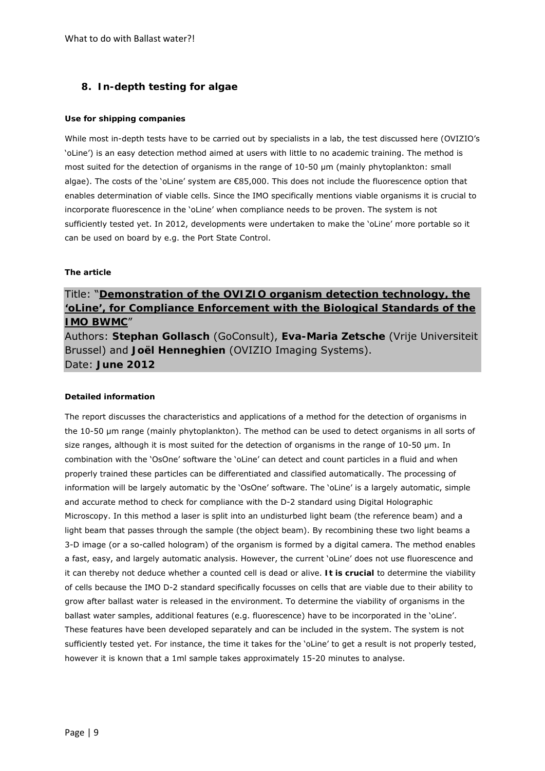## 8. In-depth testing for algae

**Use for shipping companies**

While most in-depth tests have to be carried out by specialists in a lab, the test discussed here (OVIZIO's 'oLine') is an easy detection method aimed at users with little to no academic training. The method is most suited for the detection of organisms in the range of 10-50 µm (mainly phytoplankton: small algae). The costs of the 'oLine' system are €85,000. This does not include the fluorescence option that enables determination of viable cells. Since the IMO specifically mentions viable organisms it is crucial to incorporate fluorescence in the 'oLine' when compliance needs to be proven. The system is not sufficiently tested yet. In 2012, developments were undertaken to make the 'oLine' more portable so it can be used on board by e.g. the Port State Control.

**The article**

Title: "**Demonstration of the OVIZIO organism detection technology, the 'oLine', for Compliance Enforcement with the Biological Standards of the IMO BWMC**"
Authors: **Stephan Gollasch** (GoConsult), **Eva-Maria Zetsche** (Vrije Universiteit Brussel) and **Joël Henneghien** (OVIZIO Imaging Systems).
Date: **June 2012**

**Detailed information**

The report discusses the characteristics and applications of a method for the detection of organisms in the 10-50 µm range (mainly phytoplankton). The method can be used to detect organisms in all sorts of size ranges, although it is most suited for the detection of organisms in the range of 10-50 µm. In combination with the 'OsOne' software the 'oLine' can detect and count particles in a fluid and when properly trained these particles can be differentiated and classified automatically. The processing of information will be largely automatic by the 'OsOne' software. The 'oLine' is a largely automatic, simple and accurate method to check for compliance with the D-2 standard using Digital Holographic Microscopy. In this method a laser is split into an undisturbed light beam (the reference beam) and a light beam that passes through the sample (the object beam). By recombining these two light beams a 3-D image (or a so-called hologram) of the organism is formed by a digital camera. The method enables a fast, easy, and largely automatic analysis. However, the current 'oLine' does not use fluorescence and it can thereby not deduce whether a counted cell is dead or alive. **It is crucial** to determine the viability of cells because the IMO D-2 standard specifically focusses on cells that are viable due to their ability to grow after ballast water is released in the environment. To determine the viability of organisms in the ballast water samples, additional features (e.g. fluorescence) have to be incorporated in the 'oLine'. These features have been developed separately and can be included in the system. The system is not sufficiently tested yet. For instance, the time it takes for the 'oLine' to get a result is not properly tested, however it is known that a 1ml sample takes approximately 15-20 minutes to analyse.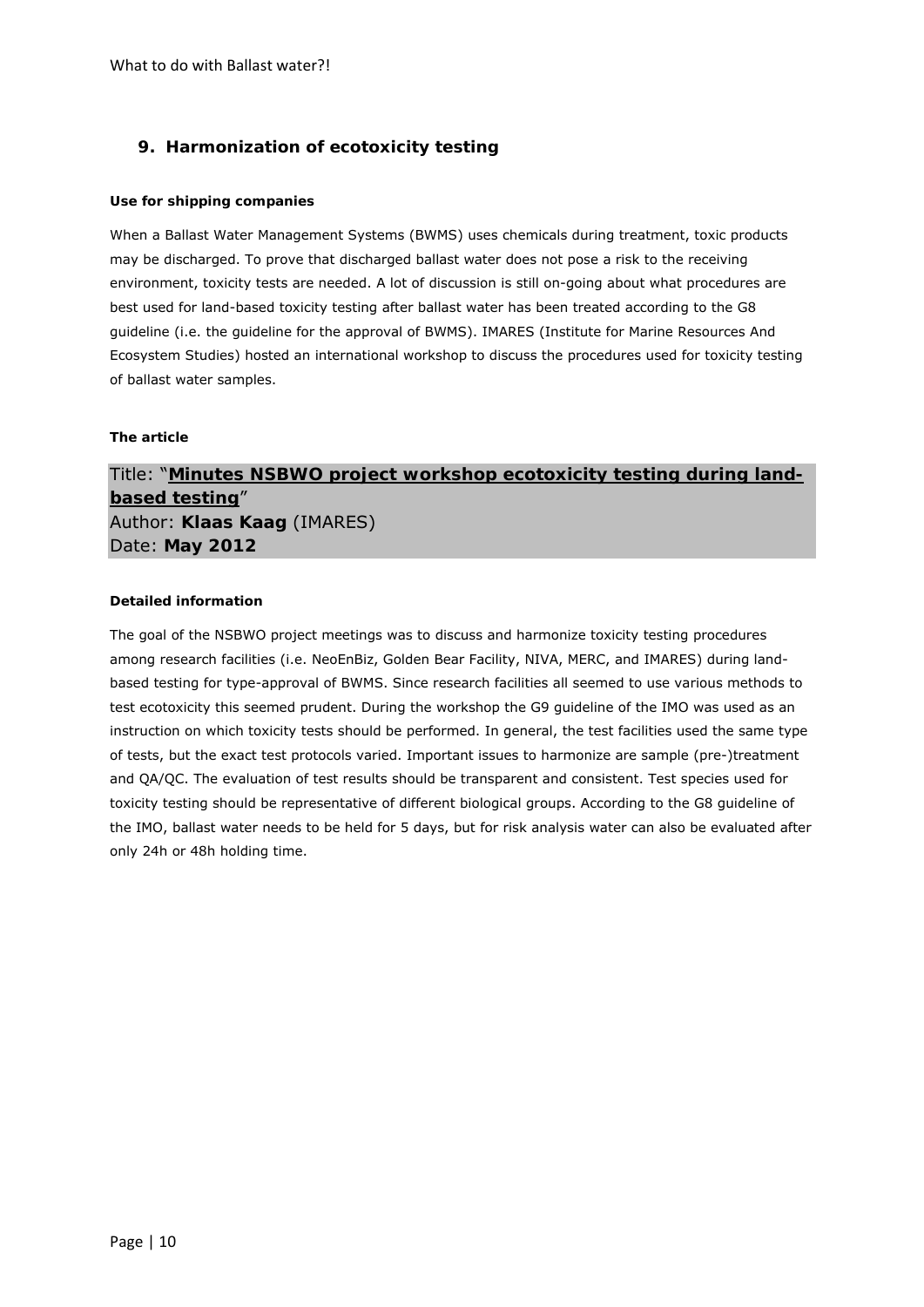## 9. Harmonization of ecotoxicity testing

#### Use for shipping companies

When a Ballast Water Management Systems (BWMS) uses chemicals during treatment, toxic products may be discharged. To prove that discharged ballast water does not pose a risk to the receiving environment, toxicity tests are needed. A lot of discussion is still on-going about what procedures are best used for land-based toxicity testing after ballast water has been treated according to the G8 guideline (i.e. the guideline for the approval of BWMS). IMARES (Institute for Marine Resources And Ecosystem Studies) hosted an international workshop to discuss the procedures used for toxicity testing of ballast water samples.

#### The article

Title: "**Minutes NSBWO project workshop ecotoxicity testing during land-based testing**"
Author: **Klaas Kaag** (IMARES)
Date: **May 2012**

#### Detailed information

The goal of the NSBWO project meetings was to discuss and harmonize toxicity testing procedures among research facilities (i.e. NeoEnBiz, Golden Bear Facility, NIVA, MERC, and IMARES) during land-based testing for type-approval of BWMS. Since research facilities all seemed to use various methods to test ecotoxicity this seemed prudent. During the workshop the G9 guideline of the IMO was used as an instruction on which toxicity tests should be performed. In general, the test facilities used the same type of tests, but the exact test protocols varied. Important issues to harmonize are sample (pre-)treatment and QA/QC. The evaluation of test results should be transparent and consistent. Test species used for toxicity testing should be representative of different biological groups. According to the G8 guideline of the IMO, ballast water needs to be held for 5 days, but for risk analysis water can also be evaluated after only 24h or 48h holding time.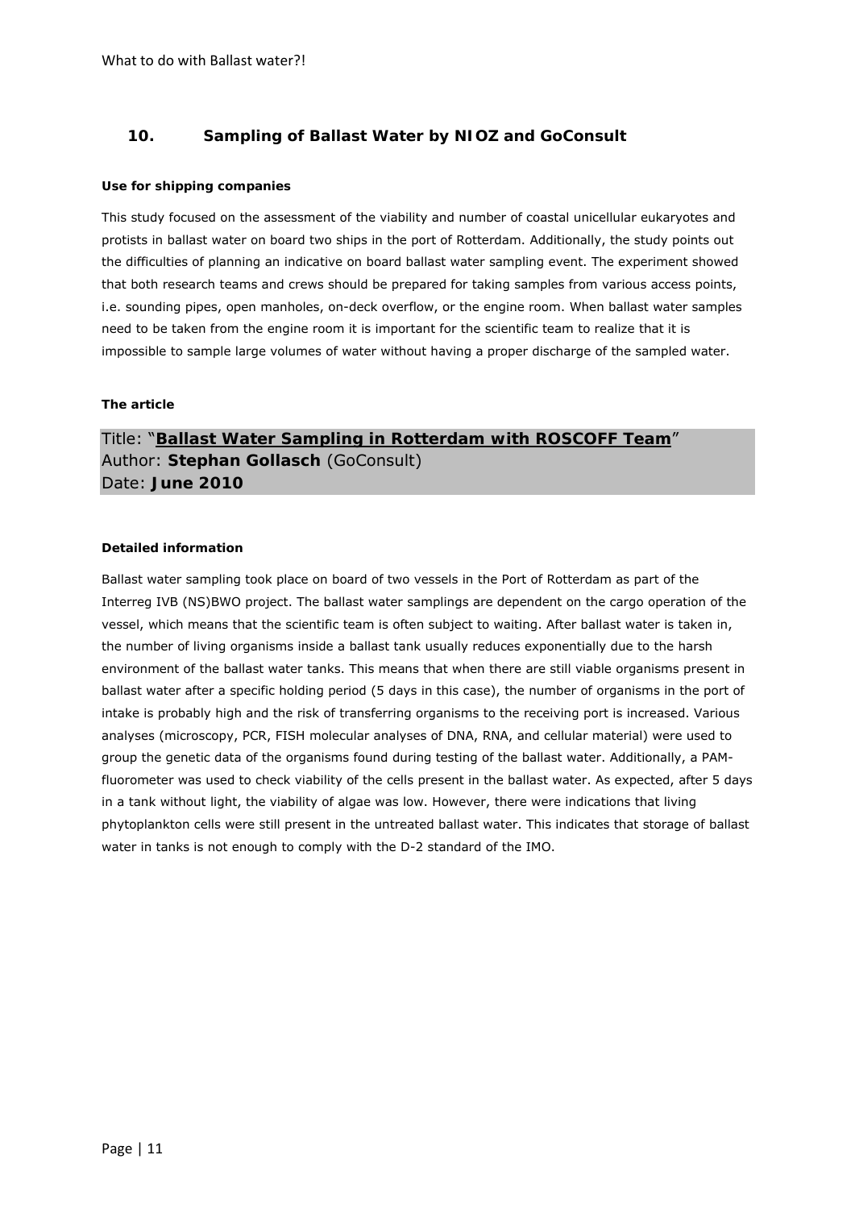## 10. Sampling of Ballast Water by NIOZ and GoConsult

#### Use for shipping companies

This study focused on the assessment of the viability and number of coastal unicellular eukaryotes and protists in ballast water on board two ships in the port of Rotterdam. Additionally, the study points out the difficulties of planning an indicative on board ballast water sampling event. The experiment showed that both research teams and crews should be prepared for taking samples from various access points, i.e. sounding pipes, open manholes, on-deck overflow, or the engine room. When ballast water samples need to be taken from the engine room it is important for the scientific team to realize that it is impossible to sample large volumes of water without having a proper discharge of the sampled water.

#### The article

Title: "**Ballast Water Sampling in Rotterdam with ROSCOFF Team**"
Author: **Stephan Gollasch** (GoConsult)
Date: **June 2010**

#### Detailed information

Ballast water sampling took place on board of two vessels in the Port of Rotterdam as part of the Interreg IVB (NS)BWO project. The ballast water samplings are dependent on the cargo operation of the vessel, which means that the scientific team is often subject to waiting. After ballast water is taken in, the number of living organisms inside a ballast tank usually reduces exponentially due to the harsh environment of the ballast water tanks. This means that when there are still viable organisms present in ballast water after a specific holding period (5 days in this case), the number of organisms in the port of intake is probably high and the risk of transferring organisms to the receiving port is increased. Various analyses (microscopy, PCR, FISH molecular analyses of DNA, RNA, and cellular material) were used to group the genetic data of the organisms found during testing of the ballast water. Additionally, a PAM-fluorometer was used to check viability of the cells present in the ballast water. As expected, after 5 days in a tank without light, the viability of algae was low. However, there were indications that living phytoplankton cells were still present in the untreated ballast water. This indicates that storage of ballast water in tanks is not enough to comply with the D-2 standard of the IMO.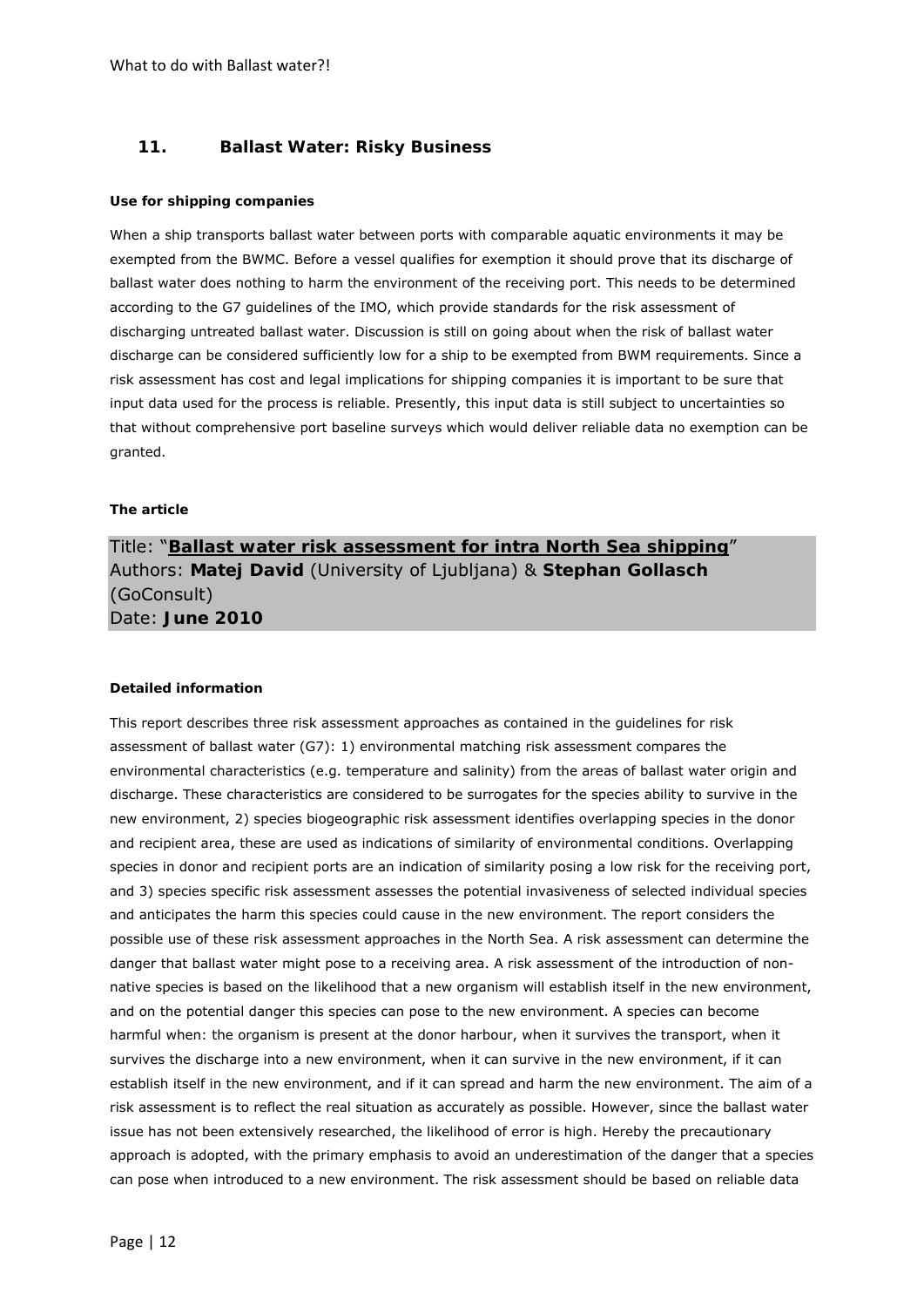## 11. Ballast Water: Risky Business

#### Use for shipping companies

When a ship transports ballast water between ports with comparable aquatic environments it may be exempted from the BWMC. Before a vessel qualifies for exemption it should prove that its discharge of ballast water does nothing to harm the environment of the receiving port. This needs to be determined according to the G7 guidelines of the IMO, which provide standards for the risk assessment of discharging untreated ballast water. Discussion is still on going about when the risk of ballast water discharge can be considered sufficiently low for a ship to be exempted from BWM requirements. Since a risk assessment has cost and legal implications for shipping companies it is important to be sure that input data used for the process is reliable. Presently, this input data is still subject to uncertainties so that without comprehensive port baseline surveys which would deliver reliable data no exemption can be granted.

#### The article

Title: "**Ballast water risk assessment for intra North Sea shipping**"
Authors: **Matej David** (University of Ljubljana) & **Stephan Gollasch** (GoConsult)
Date: **June 2010**

#### Detailed information

This report describes three risk assessment approaches as contained in the guidelines for risk assessment of ballast water (G7): 1) environmental matching risk assessment compares the environmental characteristics (e.g. temperature and salinity) from the areas of ballast water origin and discharge. These characteristics are considered to be surrogates for the species ability to survive in the new environment, 2) species biogeographic risk assessment identifies overlapping species in the donor and recipient area, these are used as indications of similarity of environmental conditions. Overlapping species in donor and recipient ports are an indication of similarity posing a low risk for the receiving port, and 3) species specific risk assessment assesses the potential invasiveness of selected individual species and anticipates the harm this species could cause in the new environment. The report considers the possible use of these risk assessment approaches in the North Sea. A risk assessment can determine the danger that ballast water might pose to a receiving area. A risk assessment of the introduction of non-native species is based on the likelihood that a new organism will establish itself in the new environment, and on the potential danger this species can pose to the new environment. A species can become harmful when: the organism is present at the donor harbour, when it survives the transport, when it survives the discharge into a new environment, when it can survive in the new environment, if it can establish itself in the new environment, and if it can spread and harm the new environment. The aim of a risk assessment is to reflect the real situation as accurately as possible. However, since the ballast water issue has not been extensively researched, the likelihood of error is high. Hereby the precautionary approach is adopted, with the primary emphasis to avoid an underestimation of the danger that a species can pose when introduced to a new environment. The risk assessment should be based on reliable data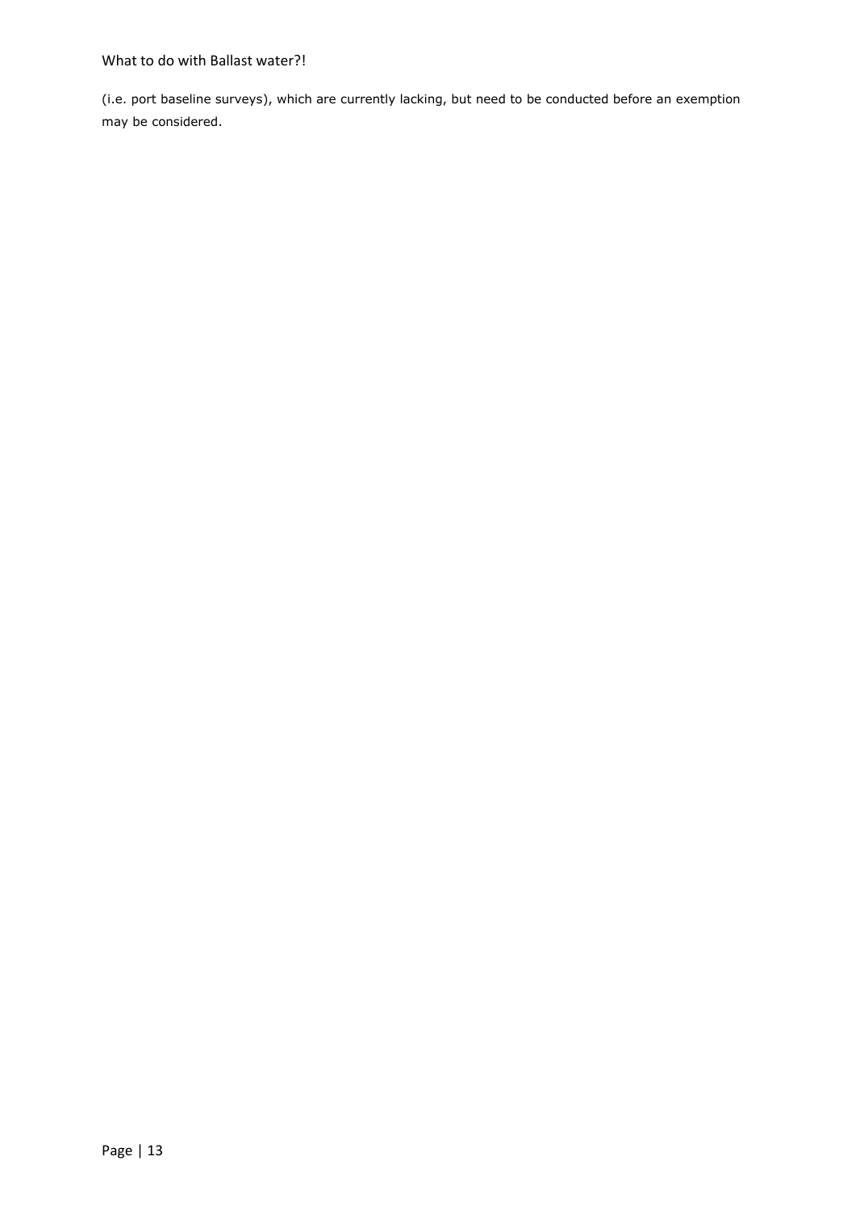(i.e. port baseline surveys), which are currently lacking, but need to be conducted before an exemption may be considered.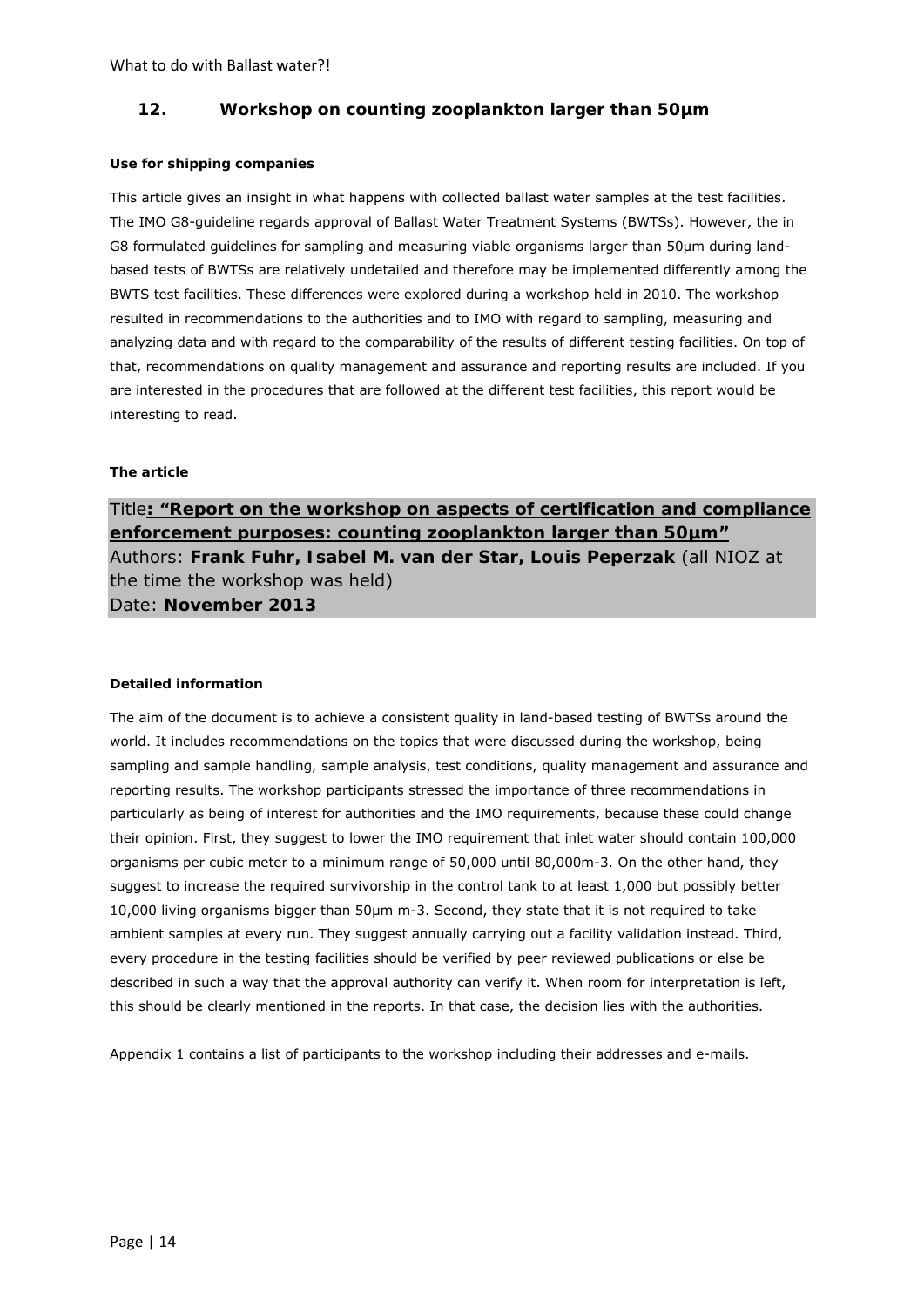## 12. Workshop on counting zooplankton larger than 50µm

**Use for shipping companies**

This article gives an insight in what happens with collected ballast water samples at the test facilities. The IMO G8-guideline regards approval of Ballast Water Treatment Systems (BWTSs). However, the in G8 formulated guidelines for sampling and measuring viable organisms larger than 50µm during land-based tests of BWTSs are relatively undetailed and therefore may be implemented differently among the BWTS test facilities. These differences were explored during a workshop held in 2010. The workshop resulted in recommendations to the authorities and to IMO with regard to sampling, measuring and analyzing data and with regard to the comparability of the results of different testing facilities. On top of that, recommendations on quality management and assurance and reporting results are included. If you are interested in the procedures that are followed at the different test facilities, this report would be interesting to read.

**The article**

Title**: "Report on the workshop on aspects of certification and compliance enforcement purposes: counting zooplankton larger than 50µm"**
Authors: **Frank Fuhr, Isabel M. van der Star, Louis Peperzak** (all NIOZ at the time the workshop was held)
Date: **November 2013**

**Detailed information**

The aim of the document is to achieve a consistent quality in land-based testing of BWTSs around the world. It includes recommendations on the topics that were discussed during the workshop, being sampling and sample handling, sample analysis, test conditions, quality management and assurance and reporting results. The workshop participants stressed the importance of three recommendations in particularly as being of interest for authorities and the IMO requirements, because these could change their opinion. First, they suggest to lower the IMO requirement that inlet water should contain 100,000 organisms per cubic meter to a minimum range of 50,000 until 80,000m-3. On the other hand, they suggest to increase the required survivorship in the control tank to at least 1,000 but possibly better 10,000 living organisms bigger than 50µm m-3. Second, they state that it is not required to take ambient samples at every run. They suggest annually carrying out a facility validation instead. Third, every procedure in the testing facilities should be verified by peer reviewed publications or else be described in such a way that the approval authority can verify it. When room for interpretation is left, this should be clearly mentioned in the reports. In that case, the decision lies with the authorities.

Appendix 1 contains a list of participants to the workshop including their addresses and e-mails.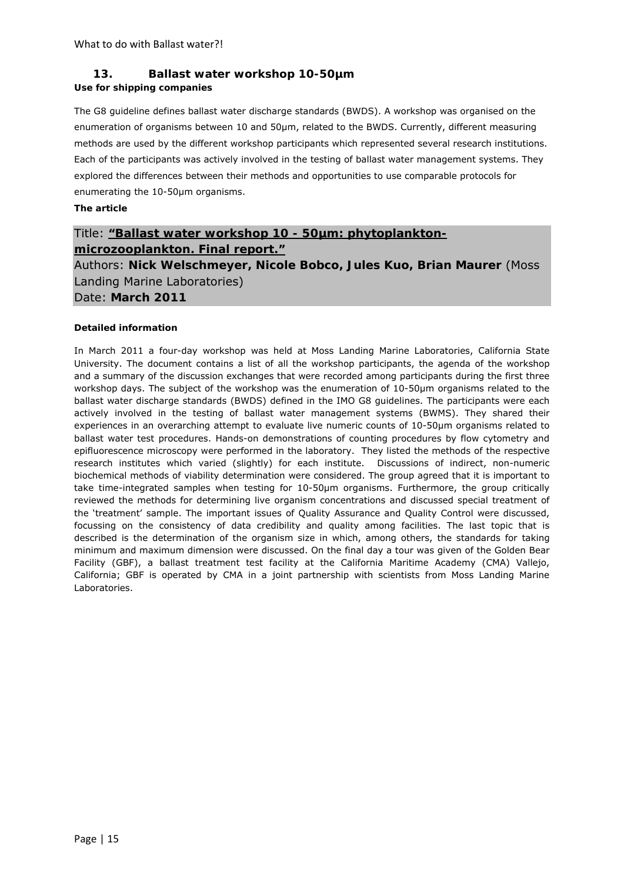## 13. Ballast water workshop 10-50µm

**Use for shipping companies**

The G8 guideline defines ballast water discharge standards (BWDS). A workshop was organised on the enumeration of organisms between 10 and 50µm, related to the BWDS. Currently, different measuring methods are used by the different workshop participants which represented several research institutions. Each of the participants was actively involved in the testing of ballast water management systems. They explored the differences between their methods and opportunities to use comparable protocols for enumerating the 10-50µm organisms.

**The article**

Title: **"Ballast water workshop 10 - 50µm: phytoplankton-microzooplankton. Final report."**
Authors: **Nick Welschmeyer, Nicole Bobco, Jules Kuo, Brian Maurer** (Moss Landing Marine Laboratories)
Date: **March 2011**

**Detailed information**

In March 2011 a four-day workshop was held at Moss Landing Marine Laboratories, California State University. The document contains a list of all the workshop participants, the agenda of the workshop and a summary of the discussion exchanges that were recorded among participants during the first three workshop days. The subject of the workshop was the enumeration of 10-50µm organisms related to the ballast water discharge standards (BWDS) defined in the IMO G8 guidelines. The participants were each actively involved in the testing of ballast water management systems (BWMS). They shared their experiences in an overarching attempt to evaluate live numeric counts of 10-50µm organisms related to ballast water test procedures. Hands-on demonstrations of counting procedures by flow cytometry and epifluorescence microscopy were performed in the laboratory. They listed the methods of the respective research institutes which varied (slightly) for each institute. Discussions of indirect, non-numeric biochemical methods of viability determination were considered. The group agreed that it is important to take time-integrated samples when testing for 10-50µm organisms. Furthermore, the group critically reviewed the methods for determining live organism concentrations and discussed special treatment of the 'treatment' sample. The important issues of Quality Assurance and Quality Control were discussed, focussing on the consistency of data credibility and quality among facilities. The last topic that is described is the determination of the organism size in which, among others, the standards for taking minimum and maximum dimension were discussed. On the final day a tour was given of the Golden Bear Facility (GBF), a ballast treatment test facility at the California Maritime Academy (CMA) Vallejo, California; GBF is operated by CMA in a joint partnership with scientists from Moss Landing Marine Laboratories.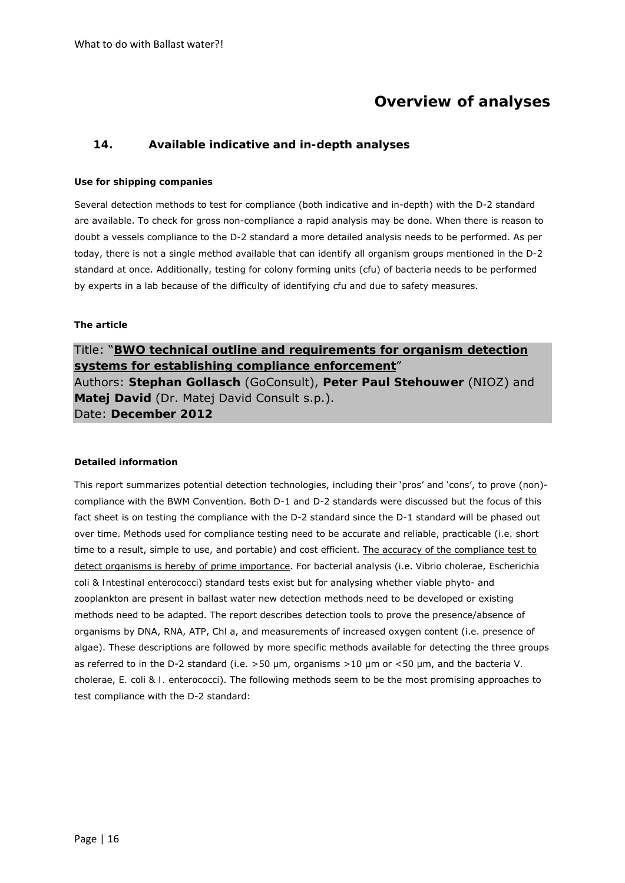# Overview of analyses

## 14. Available indicative and in-depth analyses

**Use for shipping companies**

Several detection methods to test for compliance (both indicative and in-depth) with the D-2 standard are available. To check for gross non-compliance a rapid analysis may be done. When there is reason to doubt a vessels compliance to the D-2 standard a more detailed analysis needs to be performed. As per today, there is not a single method available that can identify all organism groups mentioned in the D-2 standard at once. Additionally, testing for colony forming units (cfu) of bacteria needs to be performed by experts in a lab because of the difficulty of identifying cfu and due to safety measures.

**The article**

Title: "**BWO technical outline and requirements for organism detection systems for establishing compliance enforcement**"
Authors: **Stephan Gollasch** (GoConsult), **Peter Paul Stehouwer** (NIOZ) and **Matej David** (Dr. Matej David Consult s.p.).
Date: **December 2012**

**Detailed information**

This report summarizes potential detection technologies, including their 'pros' and 'cons', to prove (non)-compliance with the BWM Convention. Both D-1 and D-2 standards were discussed but the focus of this fact sheet is on testing the compliance with the D-2 standard since the D-1 standard will be phased out over time. Methods used for compliance testing need to be accurate and reliable, practicable (i.e. short time to a result, simple to use, and portable) and cost efficient. The accuracy of the compliance test to detect organisms is hereby of prime importance. For bacterial analysis (i.e. Vibrio cholerae, Escherichia coli & Intestinal enterococci) standard tests exist but for analysing whether viable phyto- and zooplankton are present in ballast water new detection methods need to be developed or existing methods need to be adapted. The report describes detection tools to prove the presence/absence of organisms by DNA, RNA, ATP, Chl a, and measurements of increased oxygen content (i.e. presence of algae). These descriptions are followed by more specific methods available for detecting the three groups as referred to in the D-2 standard (i.e. >50 μm, organisms >10 μm or <50 μm, and the bacteria V. cholerae, E. coli & I. enterococci). The following methods seem to be the most promising approaches to test compliance with the D-2 standard: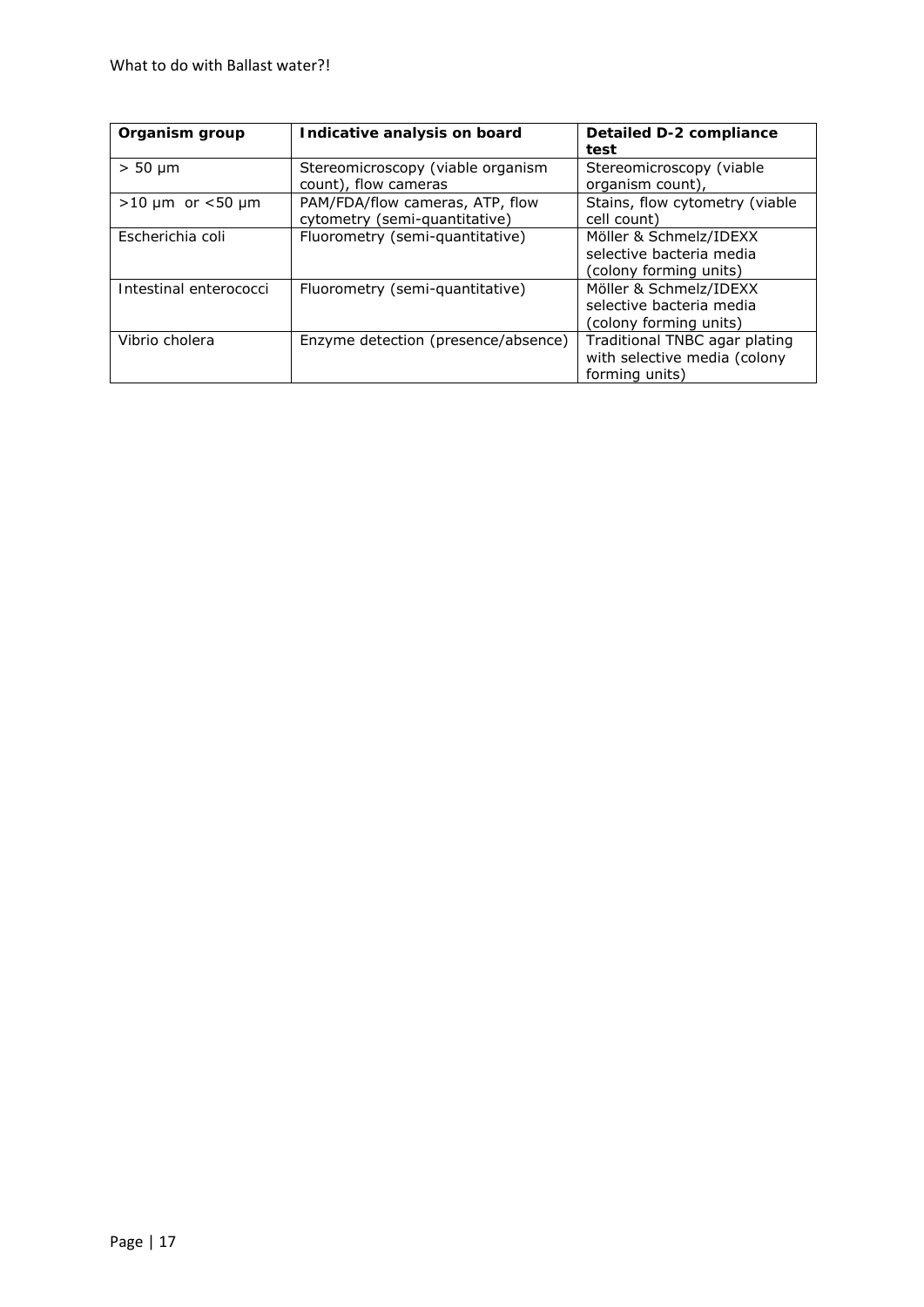| Organism group | Indicative analysis on board | Detailed D-2 compliance test |
| --- | --- | --- |
| > 50 µm | Stereomicroscopy (viable organism count), flow cameras | Stereomicroscopy (viable organism count), |
| >10 µm or <50 µm | PAM/FDA/flow cameras, ATP, flow cytometry (semi-quantitative) | Stains, flow cytometry (viable cell count) |
| Escherichia coli | Fluorometry (semi-quantitative) | Möller & Schmelz/IDEXX selective bacteria media (colony forming units) |
| Intestinal enterococci | Fluorometry (semi-quantitative) | Möller & Schmelz/IDEXX selective bacteria media (colony forming units) |
| Vibrio cholera | Enzyme detection (presence/absence) | Traditional TNBC agar plating with selective media (colony forming units) |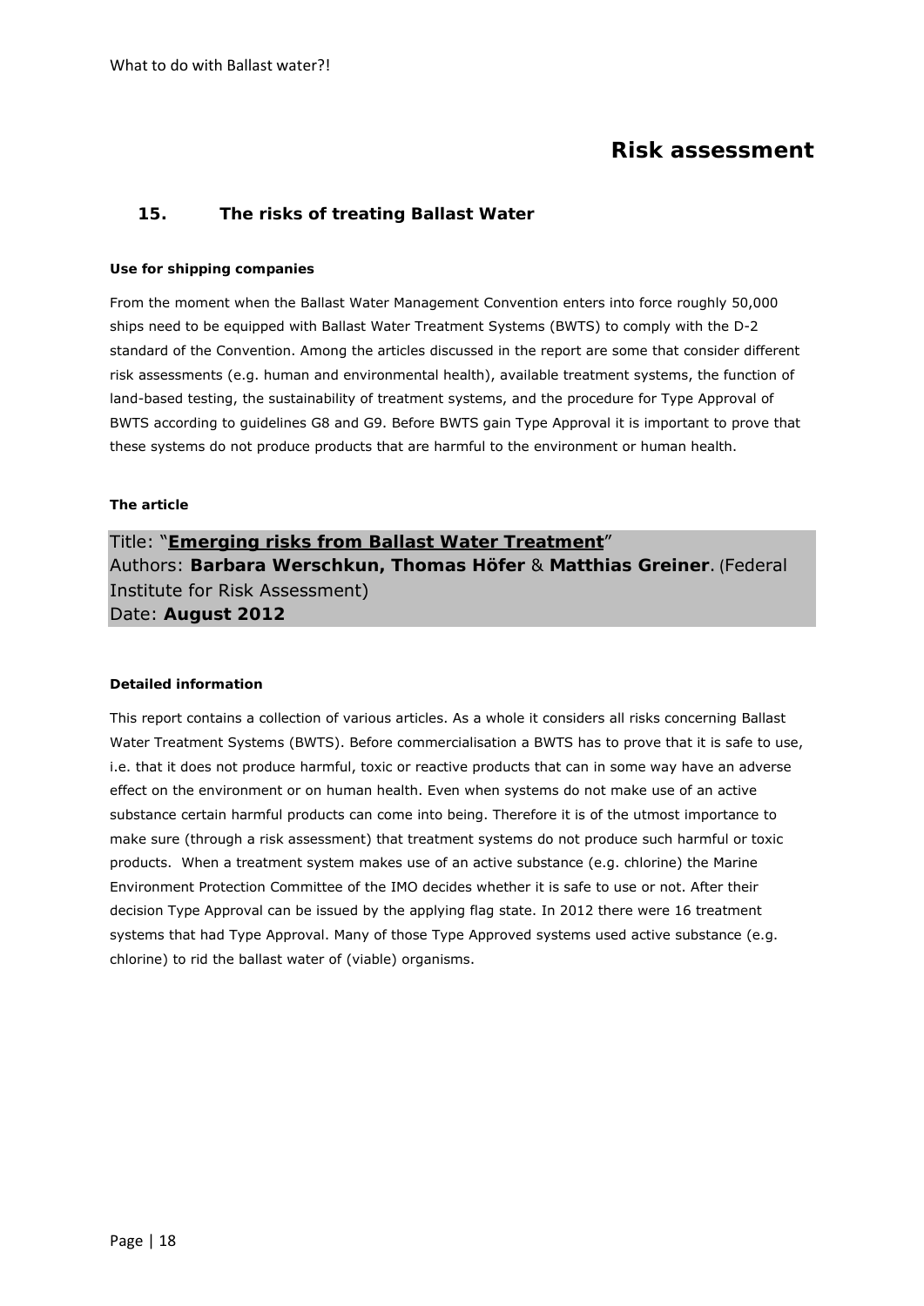# Risk assessment

## 15. The risks of treating Ballast Water

#### Use for shipping companies

From the moment when the Ballast Water Management Convention enters into force roughly 50,000 ships need to be equipped with Ballast Water Treatment Systems (BWTS) to comply with the D-2 standard of the Convention. Among the articles discussed in the report are some that consider different risk assessments (e.g. human and environmental health), available treatment systems, the function of land-based testing, the sustainability of treatment systems, and the procedure for Type Approval of BWTS according to guidelines G8 and G9. Before BWTS gain Type Approval it is important to prove that these systems do not produce products that are harmful to the environment or human health.

#### The article

Title: "**Emerging risks from Ballast Water Treatment**"
Authors: **Barbara Werschkun, Thomas Höfer** & **Matthias Greiner**. (Federal Institute for Risk Assessment)
Date: **August 2012**

#### Detailed information

This report contains a collection of various articles. As a whole it considers all risks concerning Ballast Water Treatment Systems (BWTS). Before commercialisation a BWTS has to prove that it is safe to use, i.e. that it does not produce harmful, toxic or reactive products that can in some way have an adverse effect on the environment or on human health. Even when systems do not make use of an active substance certain harmful products can come into being. Therefore it is of the utmost importance to make sure (through a risk assessment) that treatment systems do not produce such harmful or toxic products. When a treatment system makes use of an active substance (e.g. chlorine) the Marine Environment Protection Committee of the IMO decides whether it is safe to use or not. After their decision Type Approval can be issued by the applying flag state. In 2012 there were 16 treatment systems that had Type Approval. Many of those Type Approved systems used active substance (e.g. chlorine) to rid the ballast water of (viable) organisms.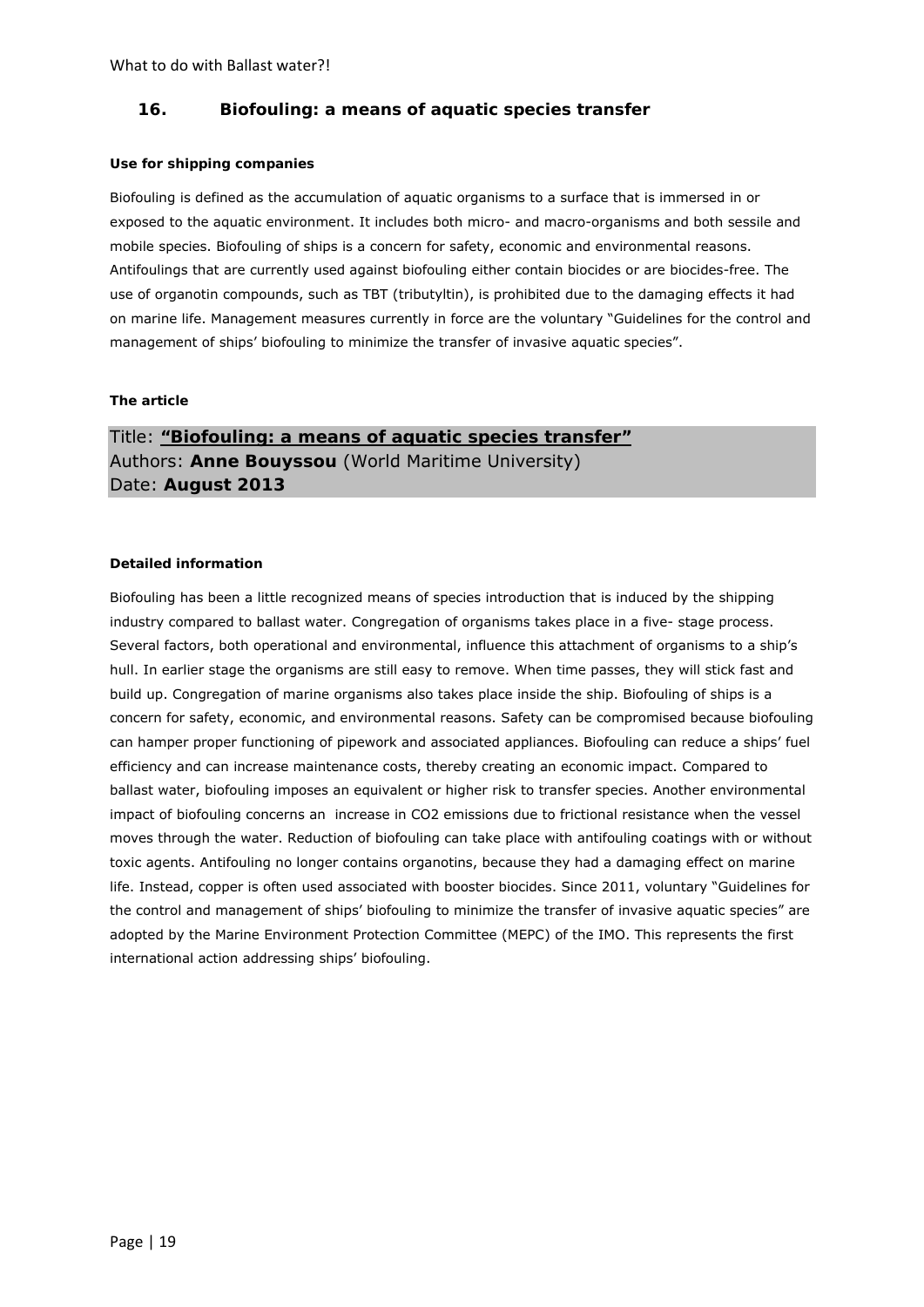## 16. Biofouling: a means of aquatic species transfer

**Use for shipping companies**

Biofouling is defined as the accumulation of aquatic organisms to a surface that is immersed in or exposed to the aquatic environment. It includes both micro- and macro-organisms and both sessile and mobile species. Biofouling of ships is a concern for safety, economic and environmental reasons. Antifoulings that are currently used against biofouling either contain biocides or are biocides-free. The use of organotin compounds, such as TBT (tributyltin), is prohibited due to the damaging effects it had on marine life. Management measures currently in force are the voluntary "Guidelines for the control and management of ships' biofouling to minimize the transfer of invasive aquatic species".

**The article**

Title: **"Biofouling: a means of aquatic species transfer"**
Authors: **Anne Bouyssou** (World Maritime University)
Date: **August 2013**

**Detailed information**

Biofouling has been a little recognized means of species introduction that is induced by the shipping industry compared to ballast water. Congregation of organisms takes place in a five- stage process. Several factors, both operational and environmental, influence this attachment of organisms to a ship's hull. In earlier stage the organisms are still easy to remove. When time passes, they will stick fast and build up. Congregation of marine organisms also takes place inside the ship. Biofouling of ships is a concern for safety, economic, and environmental reasons. Safety can be compromised because biofouling can hamper proper functioning of pipework and associated appliances. Biofouling can reduce a ships' fuel efficiency and can increase maintenance costs, thereby creating an economic impact. Compared to ballast water, biofouling imposes an equivalent or higher risk to transfer species. Another environmental impact of biofouling concerns an increase in $CO_2$ emissions due to frictional resistance when the vessel moves through the water. Reduction of biofouling can take place with antifouling coatings with or without toxic agents. Antifouling no longer contains organotins, because they had a damaging effect on marine life. Instead, copper is often used associated with booster biocides. Since 2011, voluntary "Guidelines for the control and management of ships' biofouling to minimize the transfer of invasive aquatic species" are adopted by the Marine Environment Protection Committee (MEPC) of the IMO. This represents the first international action addressing ships' biofouling.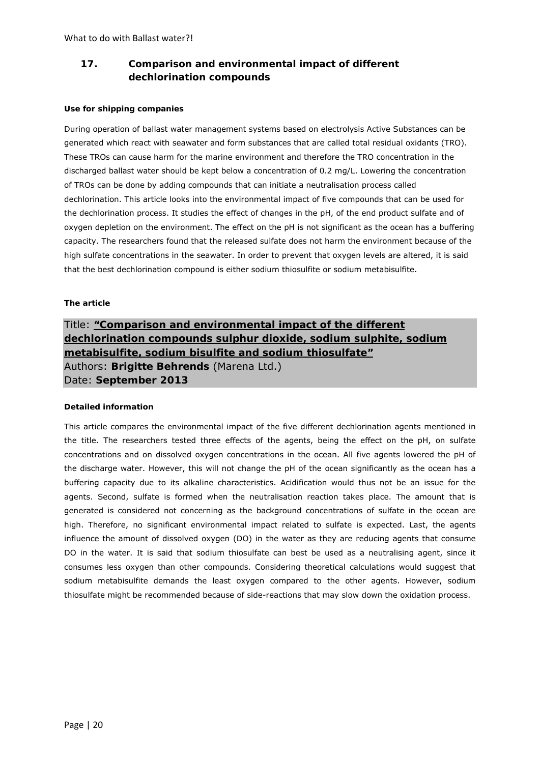## 17. Comparison and environmental impact of different dechlorination compounds

**Use for shipping companies**

During operation of ballast water management systems based on electrolysis Active Substances can be generated which react with seawater and form substances that are called total residual oxidants (TRO). These TROs can cause harm for the marine environment and therefore the TRO concentration in the discharged ballast water should be kept below a concentration of 0.2 mg/L. Lowering the concentration of TROs can be done by adding compounds that can initiate a neutralisation process called dechlorination. This article looks into the environmental impact of five compounds that can be used for the dechlorination process. It studies the effect of changes in the pH, of the end product sulfate and of oxygen depletion on the environment. The effect on the pH is not significant as the ocean has a buffering capacity. The researchers found that the released sulfate does not harm the environment because of the high sulfate concentrations in the seawater. In order to prevent that oxygen levels are altered, it is said that the best dechlorination compound is either sodium thiosulfite or sodium metabisulfite.

**The article**

Title: **"Comparison and environmental impact of the different dechlorination compounds sulphur dioxide, sodium sulphite, sodium metabisulfite, sodium bisulfite and sodium thiosulfate"**
Authors: **Brigitte Behrends** (Marena Ltd.)
Date: **September 2013**

**Detailed information**

This article compares the environmental impact of the five different dechlorination agents mentioned in the title. The researchers tested three effects of the agents, being the effect on the pH, on sulfate concentrations and on dissolved oxygen concentrations in the ocean. All five agents lowered the pH of the discharge water. However, this will not change the pH of the ocean significantly as the ocean has a buffering capacity due to its alkaline characteristics. Acidification would thus not be an issue for the agents. Second, sulfate is formed when the neutralisation reaction takes place. The amount that is generated is considered not concerning as the background concentrations of sulfate in the ocean are high. Therefore, no significant environmental impact related to sulfate is expected. Last, the agents influence the amount of dissolved oxygen (DO) in the water as they are reducing agents that consume DO in the water. It is said that sodium thiosulfate can best be used as a neutralising agent, since it consumes less oxygen than other compounds. Considering theoretical calculations would suggest that sodium metabisulfite demands the least oxygen compared to the other agents. However, sodium thiosulfate might be recommended because of side-reactions that may slow down the oxidation process.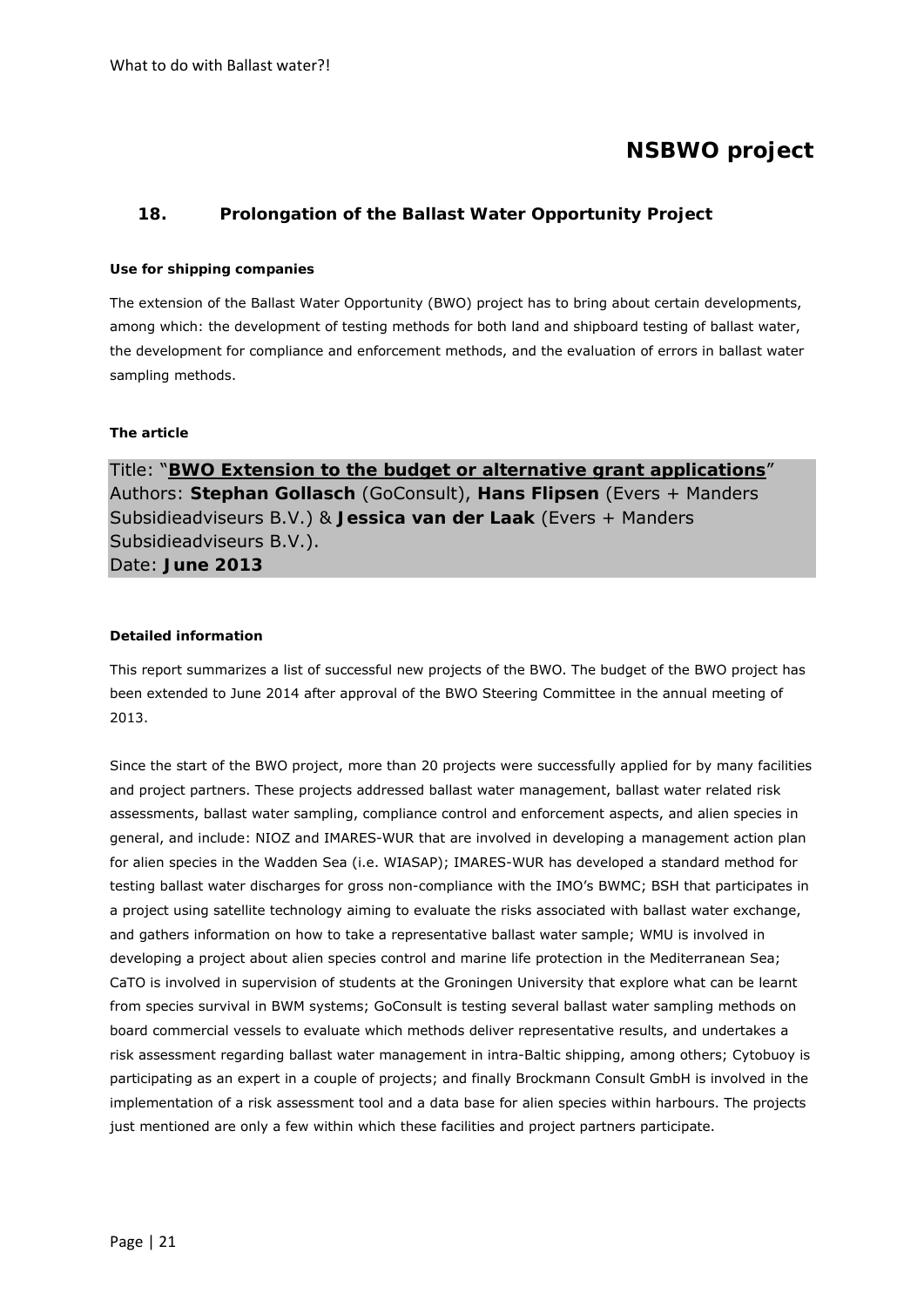## NSBWO project

### 18. Prolongation of the Ballast Water Opportunity Project

**Use for shipping companies**

The extension of the Ballast Water Opportunity (BWO) project has to bring about certain developments, among which: the development of testing methods for both land and shipboard testing of ballast water, the development for compliance and enforcement methods, and the evaluation of errors in ballast water sampling methods.

**The article**

Title: "**BWO Extension to the budget or alternative grant applications**"
Authors: **Stephan Gollasch** (GoConsult), **Hans Flipsen** (Evers + Manders Subsidieadviseurs B.V.) & **Jessica van der Laak** (Evers + Manders Subsidieadviseurs B.V.).
Date: **June 2013**

**Detailed information**

This report summarizes a list of successful new projects of the BWO. The budget of the BWO project has been extended to June 2014 after approval of the BWO Steering Committee in the annual meeting of 2013.

Since the start of the BWO project, more than 20 projects were successfully applied for by many facilities and project partners. These projects addressed ballast water management, ballast water related risk assessments, ballast water sampling, compliance control and enforcement aspects, and alien species in general, and include: NIOZ and IMARES-WUR that are involved in developing a management action plan for alien species in the Wadden Sea (i.e. WIASAP); IMARES-WUR has developed a standard method for testing ballast water discharges for gross non-compliance with the IMO's BWMC; BSH that participates in a project using satellite technology aiming to evaluate the risks associated with ballast water exchange, and gathers information on how to take a representative ballast water sample; WMU is involved in developing a project about alien species control and marine life protection in the Mediterranean Sea; CaTO is involved in supervision of students at the Groningen University that explore what can be learnt from species survival in BWM systems; GoConsult is testing several ballast water sampling methods on board commercial vessels to evaluate which methods deliver representative results, and undertakes a risk assessment regarding ballast water management in intra-Baltic shipping, among others; Cytobuoy is participating as an expert in a couple of projects; and finally Brockmann Consult GmbH is involved in the implementation of a risk assessment tool and a data base for alien species within harbours. The projects just mentioned are only a few within which these facilities and project partners participate.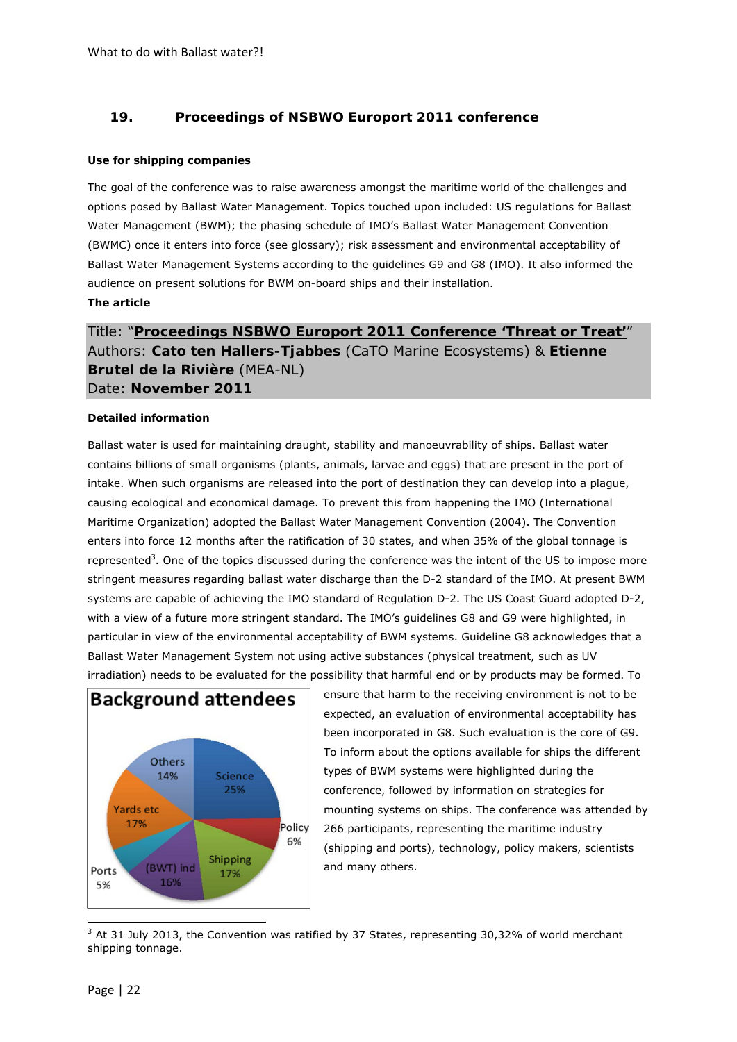## 19. Proceedings of NSBWO Europort 2011 conference

**Use for shipping companies**

The goal of the conference was to raise awareness amongst the maritime world of the challenges and options posed by Ballast Water Management. Topics touched upon included: US regulations for Ballast Water Management (BWM); the phasing schedule of IMO's Ballast Water Management Convention (BWMC) once it enters into force (see glossary); risk assessment and environmental acceptability of Ballast Water Management Systems according to the guidelines G9 and G8 (IMO). It also informed the audience on present solutions for BWM on-board ships and their installation.

**The article**

Title: "**Proceedings NSBWO Europort 2011 Conference 'Threat or Treat'**"
Authors: **Cato ten Hallers-Tjabbes** (CaTO Marine Ecosystems) & **Etienne Brutel de la Rivière** (MEA-NL)
Date: **November 2011**

**Detailed information**

Ballast water is used for maintaining draught, stability and manoeuvrability of ships. Ballast water contains billions of small organisms (plants, animals, larvae and eggs) that are present in the port of intake. When such organisms are released into the port of destination they can develop into a plague, causing ecological and economical damage. To prevent this from happening the IMO (International Maritime Organization) adopted the Ballast Water Management Convention (2004). The Convention enters into force 12 months after the ratification of 30 states, and when 35% of the global tonnage is represented[3]. One of the topics discussed during the conference was the intent of the US to impose more stringent measures regarding ballast water discharge than the D-2 standard of the IMO. At present BWM systems are capable of achieving the IMO standard of Regulation D-2. The US Coast Guard adopted D-2, with a view of a future more stringent standard. The IMO's guidelines G8 and G9 were highlighted, in particular in view of the environmental acceptability of BWM systems. Guideline G8 acknowledges that a Ballast Water Management System not using active substances (physical treatment, such as UV irradiation) needs to be evaluated for the possibility that harmful end or by products may be formed. To ensure that harm to the receiving environment is not to be expected, an evaluation of environmental acceptability has been incorporated in G8. Such evaluation is the core of G9. To inform about the options available for ships the different types of BWM systems were highlighted during the conference, followed by information on strategies for mounting systems on ships. The conference was attended by 266 participants, representing the maritime industry (shipping and ports), technology, policy makers, scientists and many others.

**Background attendees**

| Category | Share |
|---|---|
| Science | 25% |
| Policy | 6% |
| Shipping | 17% |
| (BWT) ind | 16% |
| Ports | 5% |
| Yards etc | 17% |
| Others | 14% |

[3] At 31 July 2013, the Convention was ratified by 37 States, representing 30,32% of world merchant shipping tonnage.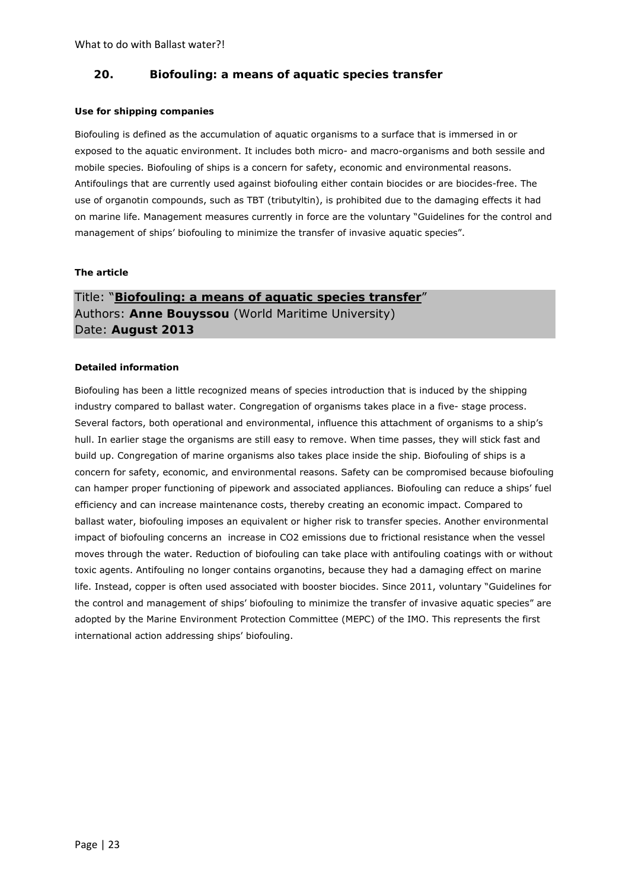## 20. Biofouling: a means of aquatic species transfer

**Use for shipping companies**

Biofouling is defined as the accumulation of aquatic organisms to a surface that is immersed in or exposed to the aquatic environment. It includes both micro- and macro-organisms and both sessile and mobile species. Biofouling of ships is a concern for safety, economic and environmental reasons. Antifoulings that are currently used against biofouling either contain biocides or are biocides-free. The use of organotin compounds, such as TBT (tributyltin), is prohibited due to the damaging effects it had on marine life. Management measures currently in force are the voluntary "Guidelines for the control and management of ships' biofouling to minimize the transfer of invasive aquatic species".

**The article**

Title: "**Biofouling: a means of aquatic species transfer**"
Authors: **Anne Bouyssou** (World Maritime University)
Date: **August 2013**

**Detailed information**

Biofouling has been a little recognized means of species introduction that is induced by the shipping industry compared to ballast water. Congregation of organisms takes place in a five- stage process. Several factors, both operational and environmental, influence this attachment of organisms to a ship's hull. In earlier stage the organisms are still easy to remove. When time passes, they will stick fast and build up. Congregation of marine organisms also takes place inside the ship. Biofouling of ships is a concern for safety, economic, and environmental reasons. Safety can be compromised because biofouling can hamper proper functioning of pipework and associated appliances. Biofouling can reduce a ships' fuel efficiency and can increase maintenance costs, thereby creating an economic impact. Compared to ballast water, biofouling imposes an equivalent or higher risk to transfer species. Another environmental impact of biofouling concerns an increase in $CO_2$ emissions due to frictional resistance when the vessel moves through the water. Reduction of biofouling can take place with antifouling coatings with or without toxic agents. Antifouling no longer contains organotins, because they had a damaging effect on marine life. Instead, copper is often used associated with booster biocides. Since 2011, voluntary "Guidelines for the control and management of ships' biofouling to minimize the transfer of invasive aquatic species" are adopted by the Marine Environment Protection Committee (MEPC) of the IMO. This represents the first international action addressing ships' biofouling.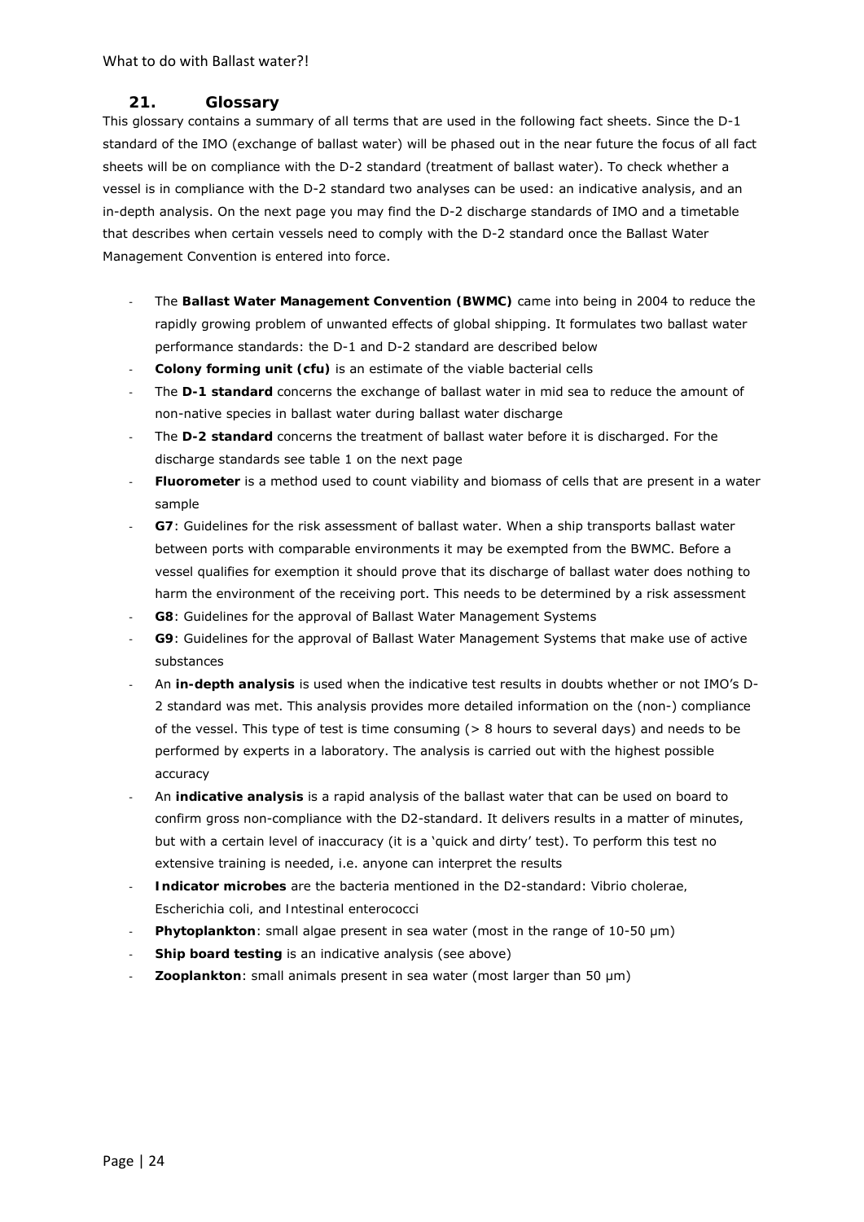## 21. Glossary

This glossary contains a summary of all terms that are used in the following fact sheets. Since the D-1 standard of the IMO (exchange of ballast water) will be phased out in the near future the focus of all fact sheets will be on compliance with the D-2 standard (treatment of ballast water). To check whether a vessel is in compliance with the D-2 standard two analyses can be used: an indicative analysis, and an in-depth analysis. On the next page you may find the D-2 discharge standards of IMO and a timetable that describes when certain vessels need to comply with the D-2 standard once the Ballast Water Management Convention is entered into force.

- The **Ballast Water Management Convention (BWMC)** came into being in 2004 to reduce the rapidly growing problem of unwanted effects of global shipping. It formulates two ballast water performance standards: the D-1 and D-2 standard are described below
- **Colony forming unit (cfu)** is an estimate of the viable bacterial cells
- The **D-1 standard** concerns the exchange of ballast water in mid sea to reduce the amount of non-native species in ballast water during ballast water discharge
- The **D-2 standard** concerns the treatment of ballast water before it is discharged. For the discharge standards see table 1 on the next page
- **Fluorometer** is a method used to count viability and biomass of cells that are present in a water sample
- **G7**: Guidelines for the risk assessment of ballast water. When a ship transports ballast water between ports with comparable environments it may be exempted from the BWMC. Before a vessel qualifies for exemption it should prove that its discharge of ballast water does nothing to harm the environment of the receiving port. This needs to be determined by a risk assessment
- **G8**: Guidelines for the approval of Ballast Water Management Systems
- **G9**: Guidelines for the approval of Ballast Water Management Systems that make use of active substances
- An **in-depth analysis** is used when the indicative test results in doubts whether or not IMO's D-2 standard was met. This analysis provides more detailed information on the (non-) compliance of the vessel. This type of test is time consuming (> 8 hours to several days) and needs to be performed by experts in a laboratory. The analysis is carried out with the highest possible accuracy
- An **indicative analysis** is a rapid analysis of the ballast water that can be used on board to confirm gross non-compliance with the D2-standard. It delivers results in a matter of minutes, but with a certain level of inaccuracy (it is a 'quick and dirty' test). To perform this test no extensive training is needed, i.e. anyone can interpret the results
- **Indicator microbes** are the bacteria mentioned in the D2-standard: Vibrio cholerae, Escherichia coli, and Intestinal enterococci
- **Phytoplankton**: small algae present in sea water (most in the range of 10-50 µm)
- **Ship board testing** is an indicative analysis (see above)
- **Zooplankton**: small animals present in sea water (most larger than 50 µm)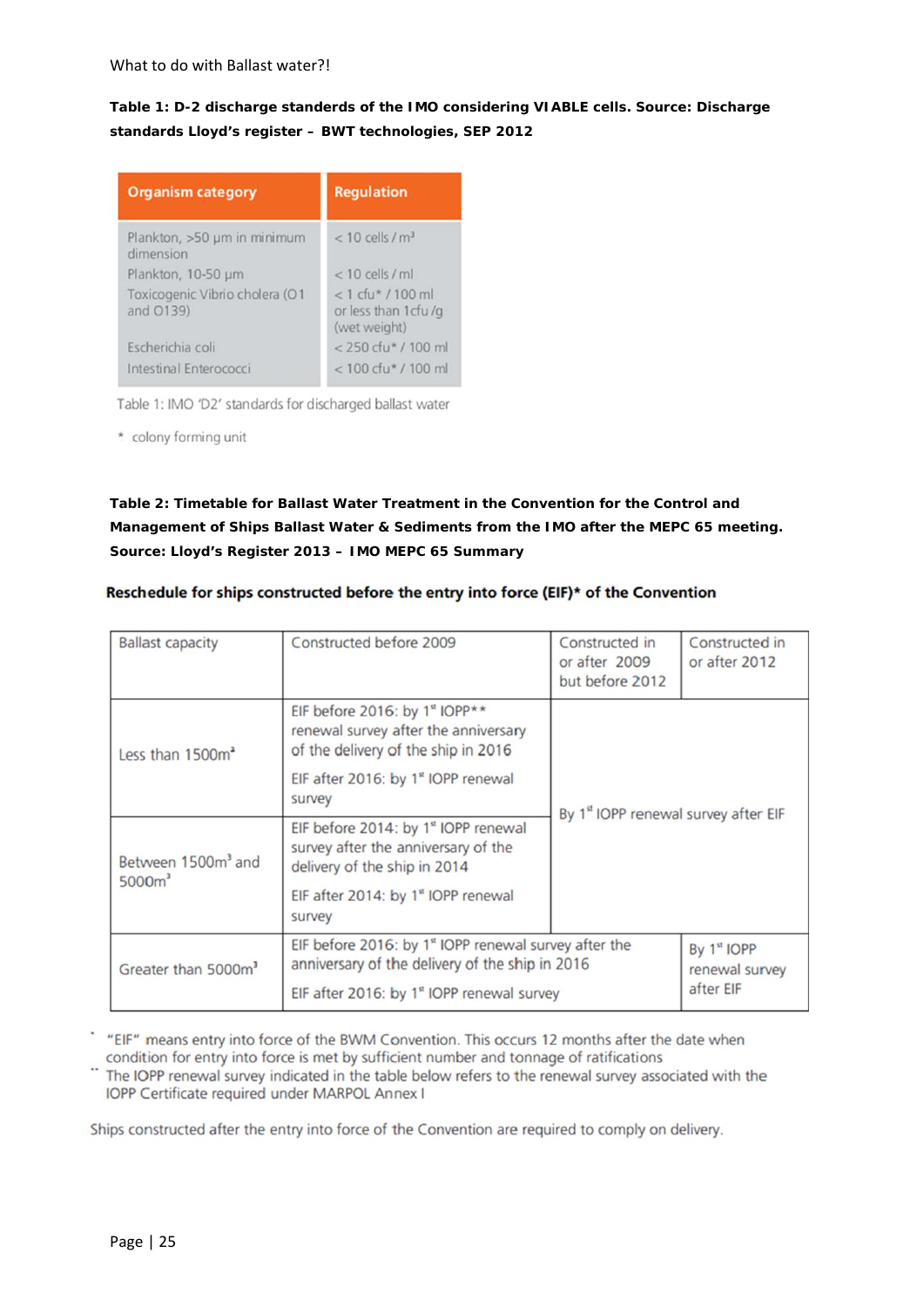What to do with Ballast water?!

**Table 1: D-2 discharge standerds of the IMO considering VIABLE cells. Source: Discharge standards Lloyd's register – BWT technologies, SEP 2012**

| Organism category | Regulation |
|---|---|
| Plankton, >50 µm in minimum dimension | < 10 cells / m³ |
| Plankton, 10-50 µm | < 10 cells / ml |
| Toxicogenic Vibrio cholera (O1 and O139) | < 1 cfu* / 100 ml or less than 1cfu /g (wet weight) |
| Escherichia coli | < 250 cfu* / 100 ml |
| Intestinal Enterococci | < 100 cfu* / 100 ml |

Table 1: IMO 'D2' standards for discharged ballast water

\* colony forming unit

**Table 2: Timetable for Ballast Water Treatment in the Convention for the Control and Management of Ships Ballast Water & Sediments from the IMO after the MEPC 65 meeting. Source: Lloyd's Register 2013 – IMO MEPC 65 Summary**

**Reschedule for ships constructed before the entry into force (EIF)* of the Convention**

| Ballast capacity | Constructed before 2009 | Constructed in or after 2009 but before 2012 | Constructed in or after 2012 |
|---|---|---|---|
| Less than 1500m³ | EIF before 2016: by 1st IOPP** renewal survey after the anniversary of the delivery of the ship in 2016<br>EIF after 2016: by 1st IOPP renewal survey | By 1st IOPP renewal survey after EIF | |
| Between 1500m³ and 5000m³ | EIF before 2014: by 1st IOPP renewal survey after the anniversary of the delivery of the ship in 2014<br>EIF after 2014: by 1st IOPP renewal survey | | |
| Greater than 5000m³ | EIF before 2016: by 1st IOPP renewal survey after the anniversary of the delivery of the ship in 2016<br>EIF after 2016: by 1st IOPP renewal survey | | By 1st IOPP renewal survey after EIF |

\* "EIF" means entry into force of the BWM Convention. This occurs 12 months after the date when condition for entry into force is met by sufficient number and tonnage of ratifications

\*\* The IOPP renewal survey indicated in the table below refers to the renewal survey associated with the IOPP Certificate required under MARPOL Annex I

Ships constructed after the entry into force of the Convention are required to comply on delivery.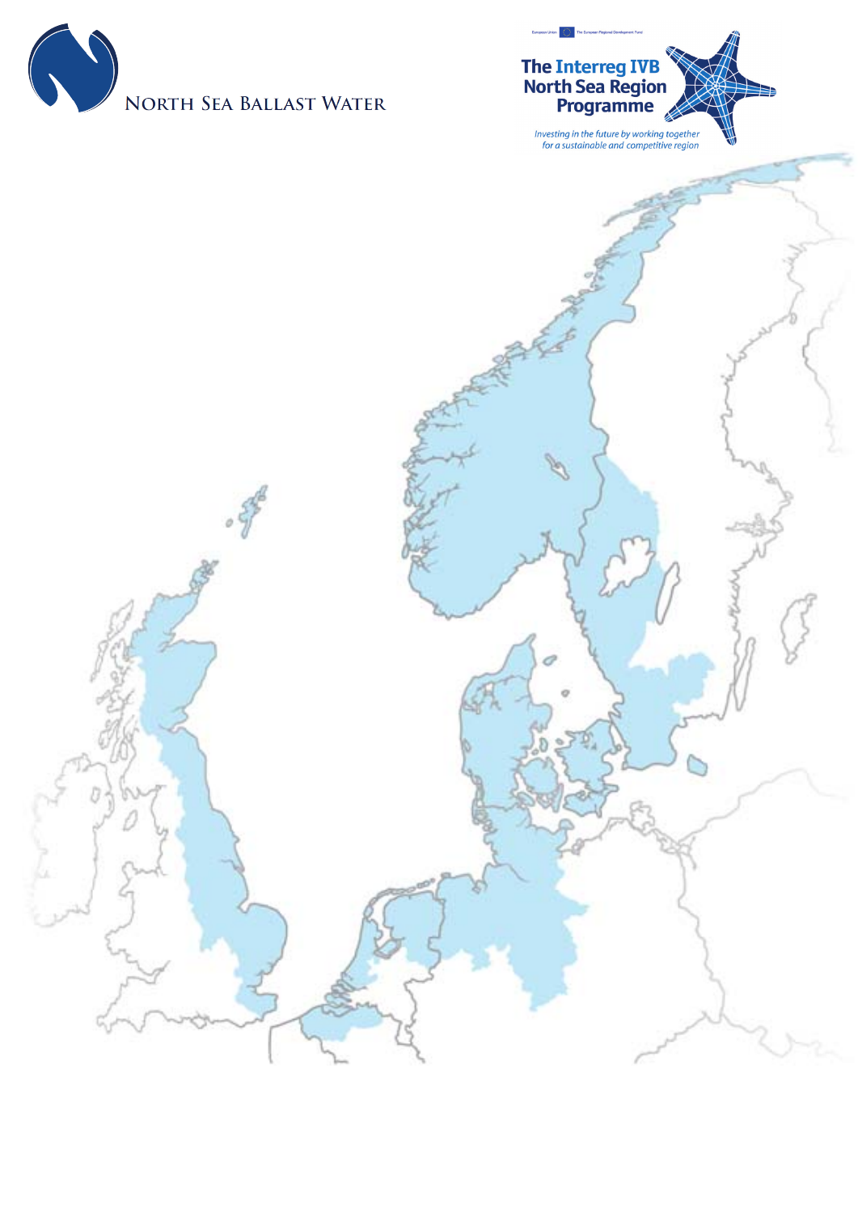North Sea Ballast Water

European Union The European Regional Development Fund

The Interreg IVB North Sea Region Programme

*Investing in the future by working together for a sustainable and competitive region*